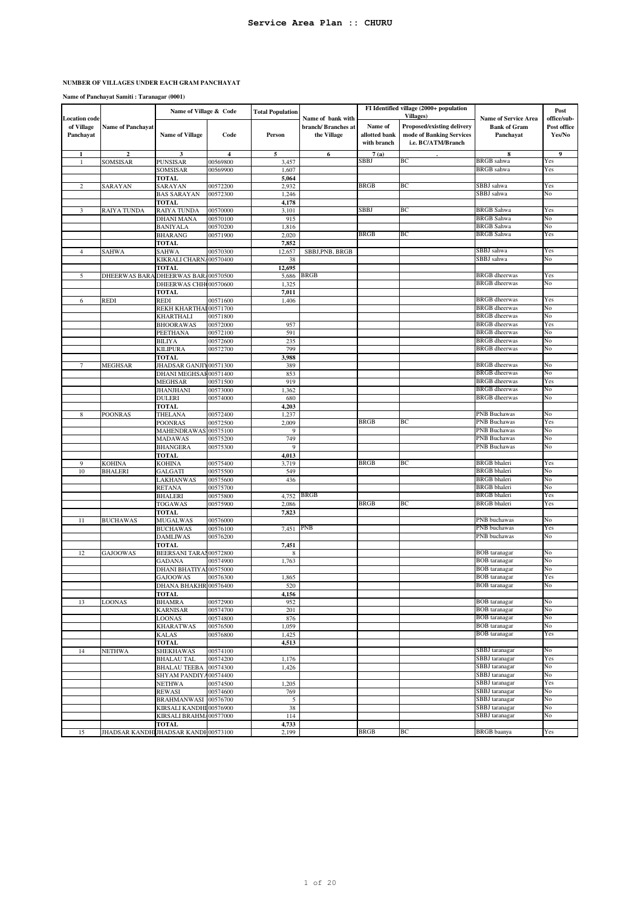# Service Area Plan :: CHURU

**NUMBER OF VILLAGES UNDER EACH GRAM PANCHAYAT**

**Name of Panchayat Samiti : Taranagar (0001)**

| Location code of Village Panchayat | Name of Panchayat | Name of Village & Code | | Total Population | Name of bank with branch/ Branches at the Village | FI Identified village (2000+ population Villages) | | Name of Service Area Bank of Gram Panchayat | Post office/sub-Post office Yes/No |
|---|---|---|---|---|---|---|---|---|---|
| | | Name of Village | Code | Person | | Name of allotted bank with branch | Proposed/existing delivery mode of Banking Services i.e. BC/ATM/Branch | | |
| 1 | 2 | 3 | 4 | 5 | 6 | 7 (a) | . | 8 | 9 |
| 1 | SOMSISAR | PUNSISAR | 00569800 | 3,457 | | SBBJ | BC | BRGB sahwa | Yes |
| | | SOMSISAR | 00569900 | 1,607 | | | | BRGB sahwa | Yes |
| | | **TOTAL** | | **5,064** | | | | | |
| 2 | SARAYAN | SARAYAN | 00572200 | 2,932 | | BRGB | BC | SBBJ sahwa | Yes |
| | | BAS SARAYAN | 00572300 | 1,246 | | | | SBBJ sahwa | No |
| | | **TOTAL** | | **4,178** | | | | | |
| 3 | RAIYA TUNDA | RAIYA TUNDA | 00570000 | 3,101 | | SBBJ | BC | BRGB Sahwa | Yes |
| | | DHANI MANA | 00570100 | 915 | | | | BRGB Sahwa | No |
| | | BANIYALA | 00570200 | 1,816 | | | | BRGB Sahwa | No |
| | | BHARANG | 00571900 | 2,020 | | BRGB | BC | BRGB Sahwa | Yes |
| | | **TOTAL** | | **7,852** | | | | | |
| 4 | SAHWA | SAHWA | 00570300 | 12,657 | SBBJ,PNB, BRGB | | | SBBJ sahwa | Yes |
| | | KIKRALI CHARNA | 00570400 | 38 | | | | SBBJ sahwa | No |
| | | **TOTAL** | | **12,695** | | | | | |
| 5 | DHEERWAS BARA | DHEERWAS BARA | 00570500 | 5,686 | BRGB | | | BRGB dheerwas | Yes |
| | | DHEERWAS CHHO | 00570600 | 1,325 | | | | BRGB dheerwas | No |
| | | **TOTAL** | | **7,011** | | | | | |
| 6 | REDI | REDI | 00571600 | 1,406 | | | | BRGB dheerwas | Yes |
| | | REKH KHARTHAL | 00571700 | | | | | BRGB dheerwas | No |
| | | KHARTHALI | 00571800 | | | | | BRGB dheerwas | No |
| | | BHOORAWAS | 00572000 | 957 | | | | BRGB dheerwas | Yes |
| | | PEETHANA | 00572100 | 591 | | | | BRGB dheerwas | No |
| | | BILIYA | 00572600 | 235 | | | | BRGB dheerwas | No |
| | | KILIPURA | 00572700 | 799 | | | | BRGB dheerwas | No |
| | | **TOTAL** | | **3,988** | | | | | |
| 7 | MEGHSAR | JHADSAR GANJIY | 00571300 | 389 | | | | BRGB dheerwas | No |
| | | DHANI MEGHSAR | 00571400 | 853 | | | | BRGB dheerwas | No |
| | | MEGHSAR | 00571500 | 919 | | | | BRGB dheerwas | Yes |
| | | JHANJHANI | 00573000 | 1,362 | | | | BRGB dheerwas | No |
| | | DULERI | 00574000 | 680 | | | | BRGB dheerwas | No |
| | | **TOTAL** | | **4,203** | | | | | |
| 8 | POONRAS | THELANA | 00572400 | 1,237 | | | | PNB Buchawas | No |
| | | POONRAS | 00572500 | 2,009 | | BRGB | BC | PNB Buchawas | Yes |
| | | MAHENDRAWAS | 00575100 | 9 | | | | PNB Buchawas | No |
| | | MADAWAS | 00575200 | 749 | | | | PNB Buchawas | No |
| | | BHANGERA | 00575300 | 9 | | | | PNB Buchawas | No |
| | | **TOTAL** | | **4,013** | | | | | |
| 9 | KOHINA | KOHINA | 00575400 | 3,719 | | BRGB | BC | BRGB bhaleri | Yes |
| 10 | BHALERI | GALGATI | 00575500 | 549 | | | | BRGB bhaleri | No |
| | | LAKHANWAS | 00575600 | 436 | | | | BRGB bhaleri | No |
| | | RETANA | 00575700 | | | | | BRGB bhaleri | No |
| | | BHALERI | 00575800 | 4,752 | BRGB | | | BRGB bhaleri | Yes |
| | | TOGAWAS | 00575900 | 2,086 | | BRGB | BC | BRGB bhaleri | Yes |
| | | **TOTAL** | | **7,823** | | | | | |
| 11 | BUCHAWAS | MUGALWAS | 00576000 | | | | | PNB buchawas | No |
| | | BUCHAWAS | 00576100 | 7,451 | PNB | | | PNB buchawas | Yes |
| | | DAMLIWAS | 00576200 | | | | | PNB buchawas | No |
| | | **TOTAL** | | **7,451** | | | | | |
| 12 | GAJOOWAS | BEERSANI TARAN | 00572800 | 8 | | | | BOB taranagar | No |
| | | GADANA | 00574900 | 1,763 | | | | BOB taranagar | No |
| | | DHANI BHATIYAN | 00575000 | | | | | BOB taranagar | No |
| | | GAJOOWAS | 00576300 | 1,865 | | | | BOB taranagar | Yes |
| | | DHANA BHAKHR | 00576400 | 520 | | | | BOB taranagar | No |
| | | **TOTAL** | | **4,156** | | | | | |
| 13 | LOONAS | BHAMRA | 00572900 | 952 | | | | BOB taranagar | No |
| | | KARNISAR | 00574700 | 201 | | | | BOB taranagar | No |
| | | LOONAS | 00574800 | 876 | | | | BOB taranagar | No |
| | | KHARATWAS | 00576500 | 1,059 | | | | BOB taranagar | No |
| | | KALAS | 00576800 | 1,425 | | | | BOB taranagar | Yes |
| | | **TOTAL** | | **4,513** | | | | | |
| 14 | NETHWA | SHEKHAWAS | 00574100 | | | | | SBBJ taranagar | No |
| | | BHALAU TAL | 00574200 | 1,176 | | | | SBBJ taranagar | Yes |
| | | BHALAU TEEBA | 00574300 | 1,426 | | | | SBBJ taranagar | No |
| | | SHYAM PANDIYA | 00574400 | | | | | SBBJ taranagar | No |
| | | NETHWA | 00574500 | 1,205 | | | | SBBJ taranagar | Yes |
| | | REWASI | 00574600 | 769 | | | | SBBJ taranagar | No |
| | | BRAHMANWASI | 00576700 | 5 | | | | SBBJ taranagar | No |
| | | KIRSALI KANDHI | 00576900 | 38 | | | | SBBJ taranagar | No |
| | | KIRSALI BRAHMA | 00577000 | 114 | | | | SBBJ taranagar | No |
| | | **TOTAL** | | **4,733** | | | | | |
| 15 | JHADSAR KANDHI | JHADSAR KANDH | 00573100 | 2,199 | | BRGB | BC | BRGB baanya | Yes |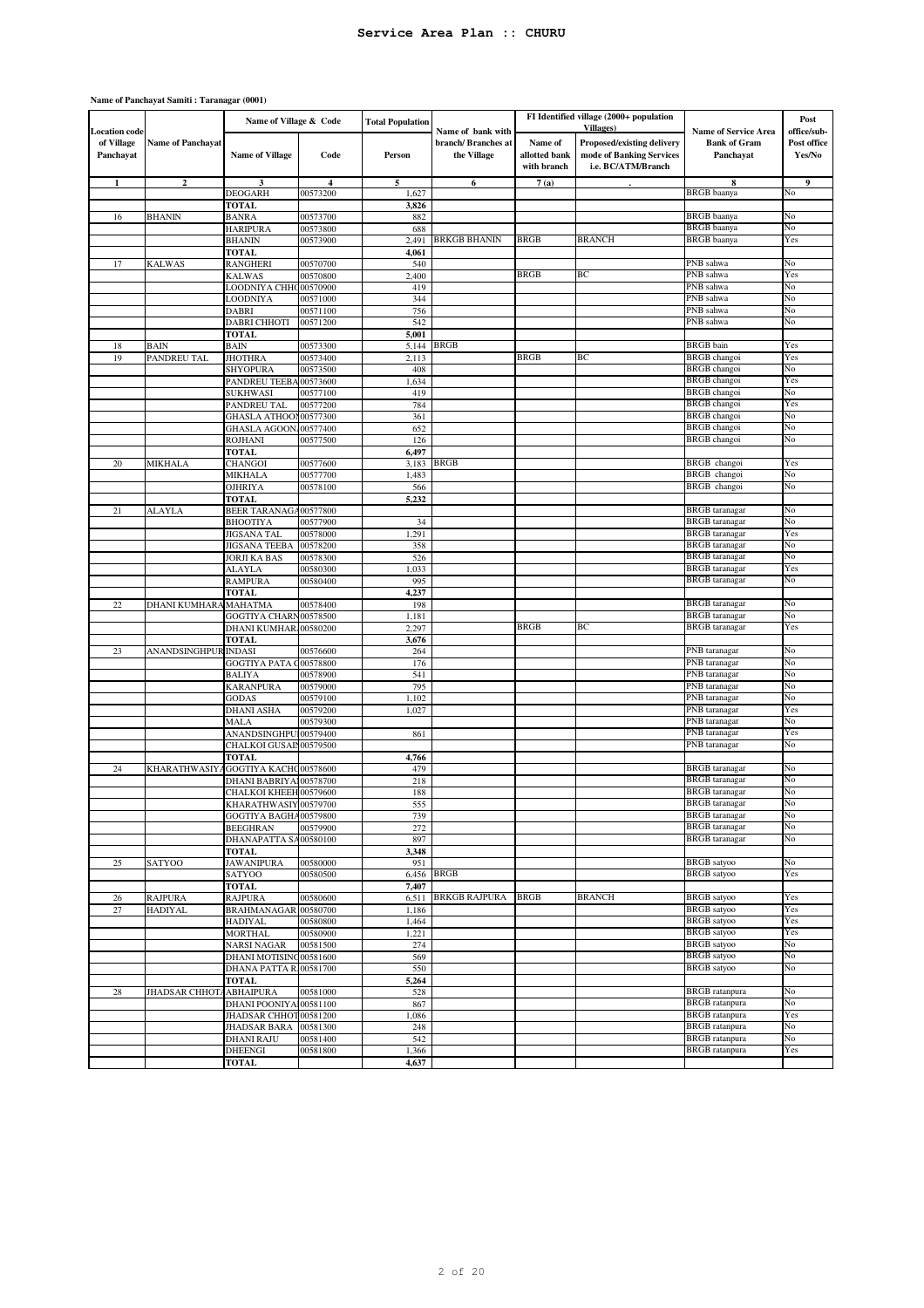## Service Area Plan :: CHURU

**Name of Panchayat Samiti : Taranagar (0001)**

| Location code of Village Panchayat | Name of Panchayat | Name of Village & Code | | Total Population | Name of bank with branch/ Branches at the Village | FI Identified village (2000+ population Villages) | | Name of Service Area Bank of Gram Panchayat | Post office/sub-Post office Yes/No |
|---|---|---|---|---|---|---|---|---|---|
| | | Name of Village | Code | Person | | Name of allotted bank with branch | Proposed/existing delivery mode of Banking Services i.e. BC/ATM/Branch | | |
| 1 | 2 | 3 | 4 | 5 | 6 | 7 (a) | . | 8 | 9 |
| | | DEOGARH | 00573200 | 1,627 | | | | BRGB baanya | No |
| | | TOTAL | | 3,826 | | | | | |
| 16 | BHANIN | BANRA | 00573700 | 882 | | | | BRGB baanya | No |
| | | HARIPURA | 00573800 | 688 | | | | BRGB baanya | No |
| | | BHANIN | 00573900 | 2,491 | BRKGB BHANIN | BRGB | BRANCH | BRGB baanya | Yes |
| | | TOTAL | | 4,061 | | | | | |
| 17 | KALWAS | RANGHERI | 00570700 | 540 | | | | PNB sahwa | No |
| | | KALWAS | 00570800 | 2,400 | | BRGB | BC | PNB sahwa | Yes |
| | | LOODNIYA CHHO | 00570900 | 419 | | | | PNB sahwa | No |
| | | LOODNIYA | 00571000 | 344 | | | | PNB sahwa | No |
| | | DABRI | 00571100 | 756 | | | | PNB sahwa | No |
| | | DABRI CHHOTI | 00571200 | 542 | | | | PNB sahwa | No |
| | | TOTAL | | 5,001 | | | | | |
| 18 | BAIN | BAIN | 00573300 | 5,144 | BRGB | | | BRGB bain | Yes |
| 19 | PANDREU TAL | JHOTHRA | 00573400 | 2,113 | | BRGB | BC | BRGB changoi | Yes |
| | | SHYOPURA | 00573500 | 408 | | | | BRGB changoi | No |
| | | PANDREU TEEBA | 00573600 | 1,634 | | | | BRGB changoi | Yes |
| | | SUKHWASI | 00577100 | 419 | | | | BRGB changoi | No |
| | | PANDREU TAL | 00577200 | 784 | | | | BRGB changoi | Yes |
| | | GHASLA ATHOON | 00577300 | 361 | | | | BRGB changoi | No |
| | | GHASLA AGOON | 00577400 | 652 | | | | BRGB changoi | No |
| | | ROJHANI | 00577500 | 126 | | | | BRGB changoi | No |
| | | TOTAL | | 6,497 | | | | | |
| 20 | MIKHALA | CHANGOI | 00577600 | 3,183 | BRGB | | | BRGB changoi | Yes |
| | | MIKHALA | 00577700 | 1,483 | | | | BRGB changoi | No |
| | | OJHRIYA | 00578100 | 566 | | | | BRGB changoi | No |
| | | TOTAL | | 5,232 | | | | | |
| 21 | ALAYLA | BEER TARANAGA | 00577800 | | | | | BRGB taranagar | No |
| | | BHOOTIYA | 00577900 | 34 | | | | BRGB taranagar | No |
| | | JIGSANA TAL | 00578000 | 1,291 | | | | BRGB taranagar | Yes |
| | | JIGSANA TEEBA | 00578200 | 358 | | | | BRGB taranagar | No |
| | | JORJI KA BAS | 00578300 | 526 | | | | BRGB taranagar | No |
| | | ALAYLA | 00580300 | 1,033 | | | | BRGB taranagar | Yes |
| | | RAMPURA | 00580400 | 995 | | | | BRGB taranagar | No |
| | | TOTAL | | 4,237 | | | | | |
| 22 | DHANI KUMHARA | MAHATMA | 00578400 | 198 | | | | BRGB taranagar | No |
| | | GOGTIYA CHARN | 00578500 | 1,181 | | | | BRGB taranagar | No |
| | | DHANI KUMHAR | 00580200 | 2,297 | | BRGB | BC | BRGB taranagar | Yes |
| | | TOTAL | | 3,676 | | | | | |
| 23 | ANANDSINGHPUR | INDASI | 00576600 | 264 | | | | PNB taranagar | No |
| | | GOGTIYA PATA C | 00578800 | 176 | | | | PNB taranagar | No |
| | | BALIYA | 00578900 | 541 | | | | PNB taranagar | No |
| | | KARANPURA | 00579000 | 795 | | | | PNB taranagar | No |
| | | GODAS | 00579100 | 1,102 | | | | PNB taranagar | No |
| | | DHANI ASHA | 00579200 | 1,027 | | | | PNB taranagar | Yes |
| | | MALA | 00579300 | | | | | PNB taranagar | No |
| | | ANANDSINGHPU | 00579400 | 861 | | | | PNB taranagar | Yes |
| | | CHALKOI GUSAI | 00579500 | | | | | PNB taranagar | No |
| | | TOTAL | | 4,766 | | | | | |
| 24 | KHARATHWASIYA | GOGTIYA KACHO | 00578600 | 479 | | | | BRGB taranagar | No |
| | | DHANI BABRIYA | 00578700 | 218 | | | | BRGB taranagar | No |
| | | CHALKOI KHEEH | 00579600 | 188 | | | | BRGB taranagar | No |
| | | KHARATHWASIY | 00579700 | 555 | | | | BRGB taranagar | No |
| | | GOGTIYA BAGHA | 00579800 | 739 | | | | BRGB taranagar | No |
| | | BEEGHRAN | 00579900 | 272 | | | | BRGB taranagar | No |
| | | DHANAPATTA SA | 00580100 | 897 | | | | BRGB taranagar | No |
| | | TOTAL | | 3,348 | | | | | |
| 25 | SATYOO | JAWANIPURA | 00580000 | 951 | | | | BRGB satyoo | No |
| | | SATYOO | 00580500 | 6,456 | BRGB | | | BRGB satyoo | Yes |
| | | TOTAL | | 7,407 | | | | | |
| 26 | RAJPURA | RAJPURA | 00580600 | 6,511 | BRKGB RAJPURA | BRGB | BRANCH | BRGB satyoo | Yes |
| 27 | HADIYAL | BRAHMANAGAR | 00580700 | 1,186 | | | | BRGB satyoo | Yes |
| | | HADIYAL | 00580800 | 1,464 | | | | BRGB satyoo | Yes |
| | | MORTHAL | 00580900 | 1,221 | | | | BRGB satyoo | Yes |
| | | NARSI NAGAR | 00581500 | 274 | | | | BRGB satyoo | No |
| | | DHANI MOTISING | 00581600 | 569 | | | | BRGB satyoo | No |
| | | DHANA PATTA R | 00581700 | 550 | | | | BRGB satyoo | No |
| | | TOTAL | | 5,264 | | | | | |
| 28 | JHADSAR CHHOTA | ABHAIPURA | 00581000 | 528 | | | | BRGB ratanpura | No |
| | | DHANI POONIYA | 00581100 | 867 | | | | BRGB ratanpura | No |
| | | JHADSAR CHHOT | 00581200 | 1,086 | | | | BRGB ratanpura | Yes |
| | | JHADSAR BARA | 00581300 | 248 | | | | BRGB ratanpura | No |
| | | DHANI RAJU | 00581400 | 542 | | | | BRGB ratanpura | No |
| | | DHEENGI | 00581800 | 1,366 | | | | BRGB ratanpura | Yes |
| | | TOTAL | | 4,637 | | | | | |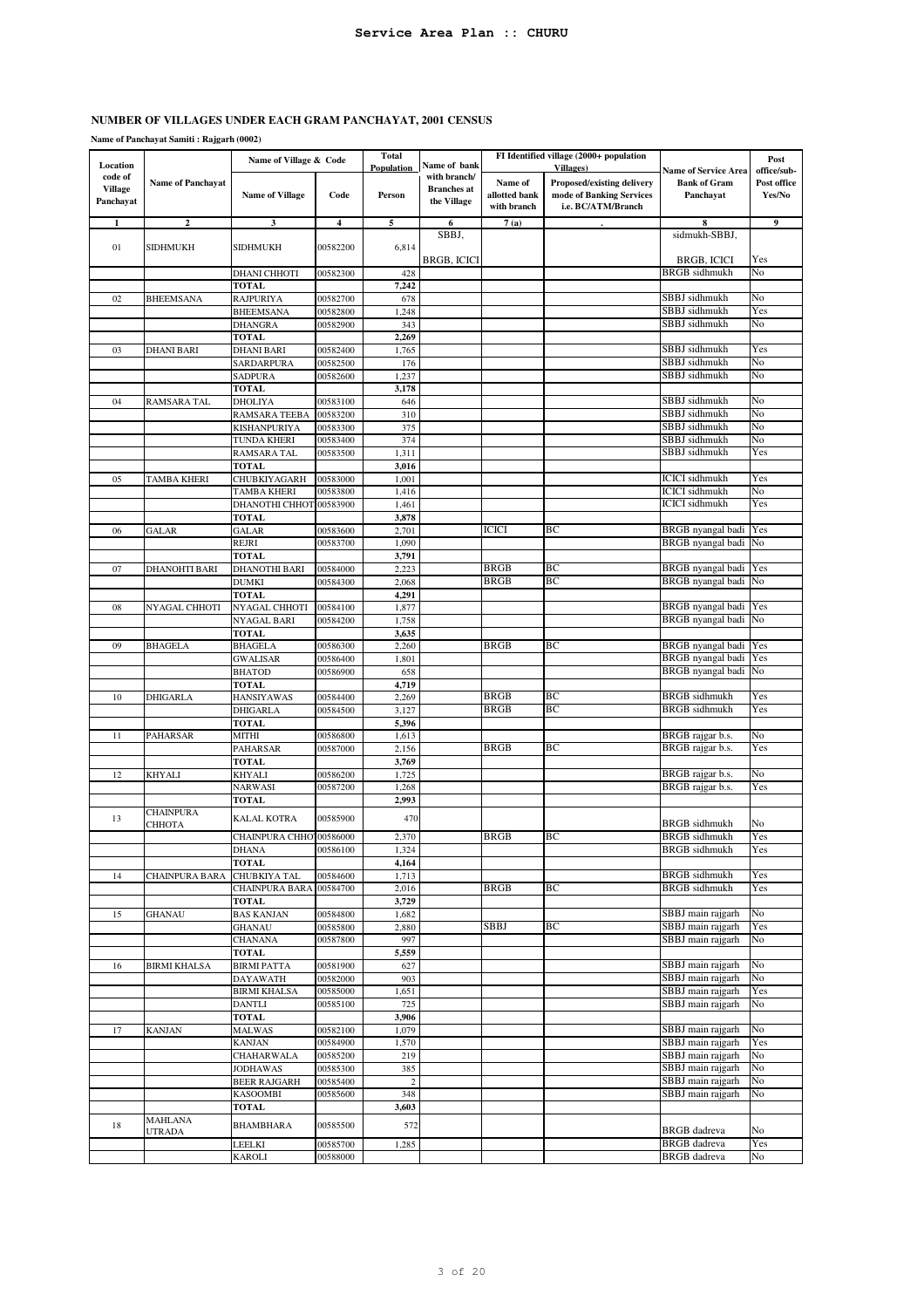## NUMBER OF VILLAGES UNDER EACH GRAM PANCHAYAT, 2001 CENSUS

**Name of Panchayat Samiti : Rajgarh (0002)**

| Location code of Village Panchayat | Name of Panchayat | Name of Village & Code | | Total Population | Name of bank with branch/ Branches at the Village | FI Identified village (2000+ population Villages) | | Name of Service Area Bank of Gram Panchayat | Post office/sub-Post office Yes/No |
|---|---|---|---|---|---|---|---|---|---|
| | | Name of Village | Code | Person | | Name of allotted bank with branch | Proposed/existing delivery mode of Banking Services i.e. BC/ATM/Branch | | |
| 1 | 2 | 3 | 4 | 5 | 6 | 7 (a) | . | 8 | 9 |
| 01 | SIDHMUKH | SIDHMUKH | 00582200 | 6,814 | SBBJ, BRGB, ICICI | | | sidmukh-SBBJ, BRGB, ICICI | Yes |
| | | DHANI CHHOTI | 00582300 | 428 | | | | BRGB sidhmukh | No |
| | | TOTAL | | 7,242 | | | | | |
| 02 | BHEEMSANA | RAJPURIYA | 00582700 | 678 | | | | SBBJ sidhmukh | No |
| | | BHEEMSANA | 00582800 | 1,248 | | | | SBBJ sidhmukh | Yes |
| | | DHANGRA | 00582900 | 343 | | | | SBBJ sidhmukh | No |
| | | TOTAL | | 2,269 | | | | | |
| 03 | DHANI BARI | DHANI BARI | 00582400 | 1,765 | | | | SBBJ sidhmukh | Yes |
| | | SARDARPURA | 00582500 | 176 | | | | SBBJ sidhmukh | No |
| | | SADPURA | 00582600 | 1,237 | | | | SBBJ sidhmukh | No |
| | | TOTAL | | 3,178 | | | | | |
| 04 | RAMSARA TAL | DHOLIYA | 00583100 | 646 | | | | SBBJ sidhmukh | No |
| | | RAMSARA TEEBA | 00583200 | 310 | | | | SBBJ sidhmukh | No |
| | | KISHANPURIYA | 00583300 | 375 | | | | SBBJ sidhmukh | No |
| | | TUNDA KHERI | 00583400 | 374 | | | | SBBJ sidhmukh | No |
| | | RAMSARA TAL | 00583500 | 1,311 | | | | SBBJ sidhmukh | Yes |
| | | TOTAL | | 3,016 | | | | | |
| 05 | TAMBA KHERI | CHUBKIYAGARH | 00583000 | 1,001 | | | | ICICI sidhmukh | Yes |
| | | TAMBA KHERI | 00583800 | 1,416 | | | | ICICI sidhmukh | No |
| | | DHANOTHI CHHOT | 00583900 | 1,461 | | | | ICICI sidhmukh | Yes |
| | | TOTAL | | 3,878 | | | | | |
| 06 | GALAR | GALAR | 00583600 | 2,701 | | ICICI | BC | BRGB nyangal badi | Yes |
| | | REJRI | 00583700 | 1,090 | | | | BRGB nyangal badi | No |
| | | TOTAL | | 3,791 | | | | | |
| 07 | DHANOHTI BARI | DHANOTHI BARI | 00584000 | 2,223 | | BRGB | BC | BRGB nyangal badi | Yes |
| | | DUMKI | 00584300 | 2,068 | | BRGB | BC | BRGB nyangal badi | No |
| | | TOTAL | | 4,291 | | | | | |
| 08 | NYAGAL CHHOTI | NYAGAL CHHOTI | 00584100 | 1,877 | | | | BRGB nyangal badi | Yes |
| | | NYAGAL BARI | 00584200 | 1,758 | | | | BRGB nyangal badi | No |
| | | TOTAL | | 3,635 | | | | | |
| 09 | BHAGELA | BHAGELA | 00586300 | 2,260 | | BRGB | BC | BRGB nyangal badi | Yes |
| | | GWALISAR | 00586400 | 1,801 | | | | BRGB nyangal badi | Yes |
| | | BHATOD | 00586900 | 658 | | | | BRGB nyangal badi | No |
| | | TOTAL | | 4,719 | | | | | |
| 10 | DHIGARLA | HANSIYAWAS | 00584400 | 2,269 | | BRGB | BC | BRGB sidhmukh | Yes |
| | | DHIGARLA | 00584500 | 3,127 | | BRGB | BC | BRGB sidhmukh | Yes |
| | | TOTAL | | 5,396 | | | | | |
| 11 | PAHARSAR | MITHI | 00586800 | 1,613 | | | | BRGB rajgar b.s. | No |
| | | PAHARSAR | 00587000 | 2,156 | | BRGB | BC | BRGB rajgar b.s. | Yes |
| | | TOTAL | | 3,769 | | | | | |
| 12 | KHYALI | KHYALI | 00586200 | 1,725 | | | | BRGB rajgar b.s. | No |
| | | NARWASI | 00587200 | 1,268 | | | | BRGB rajgar b.s. | Yes |
| | | TOTAL | | 2,993 | | | | | |
| 13 | CHAINPURA CHHOTA | KALAL KOTRA | 00585900 | 470 | | | | BRGB sidhmukh | No |
| | | CHAINPURA CHHO | 00586000 | 2,370 | | BRGB | BC | BRGB sidhmukh | Yes |
| | | DHANA | 00586100 | 1,324 | | | | BRGB sidhmukh | Yes |
| | | TOTAL | | 4,164 | | | | | |
| 14 | CHAINPURA BARA | CHUBKIYA TAL | 00584600 | 1,713 | | | | BRGB sidhmukh | Yes |
| | | CHAINPURA BARA | 00584700 | 2,016 | | BRGB | BC | BRGB sidhmukh | Yes |
| | | TOTAL | | 3,729 | | | | | |
| 15 | GHANAU | BAS KANJAN | 00584800 | 1,682 | | | | SBBJ main rajgarh | No |
| | | GHANAU | 00585800 | 2,880 | | SBBJ | BC | SBBJ main rajgarh | Yes |
| | | CHANANA | 00587800 | 997 | | | | SBBJ main rajgarh | No |
| | | TOTAL | | 5,559 | | | | | |
| 16 | BIRMI KHALSA | BIRMI PATTA | 00581900 | 627 | | | | SBBJ main rajgarh | No |
| | | DAYAWATH | 00582000 | 903 | | | | SBBJ main rajgarh | No |
| | | BIRMI KHALSA | 00585000 | 1,651 | | | | SBBJ main rajgarh | Yes |
| | | DANTLI | 00585100 | 725 | | | | SBBJ main rajgarh | No |
| | | TOTAL | | 3,906 | | | | | |
| 17 | KANJAN | MALWAS | 00582100 | 1,079 | | | | SBBJ main rajgarh | No |
| | | KANJAN | 00584900 | 1,570 | | | | SBBJ main rajgarh | Yes |
| | | CHAHARWALA | 00585200 | 219 | | | | SBBJ main rajgarh | No |
| | | JODHAWAS | 00585300 | 385 | | | | SBBJ main rajgarh | No |
| | | BEER RAJGARH | 00585400 | 2 | | | | SBBJ main rajgarh | No |
| | | KASOOMBI | 00585600 | 348 | | | | SBBJ main rajgarh | No |
| | | TOTAL | | 3,603 | | | | | |
| 18 | MAHLANA UTRADA | BHAMBHARA | 00585500 | 572 | | | | BRGB dadreva | No |
| | | LEELKI | 00585700 | 1,285 | | | | BRGB dadreva | Yes |
| | | KAROLI | 00588000 | | | | | BRGB dadreva | No |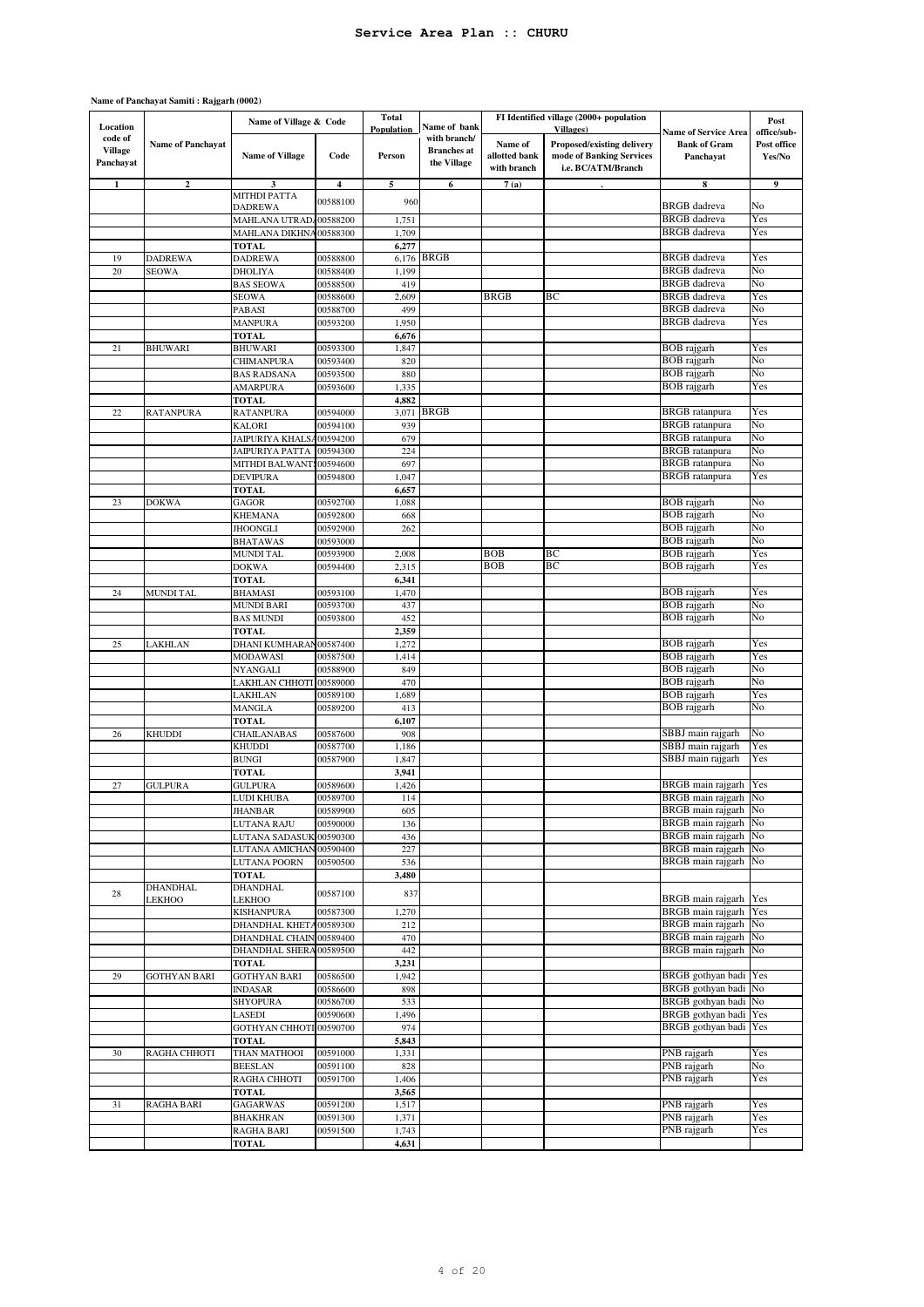# Service Area Plan :: CHURU

**Name of Panchayat Samiti : Rajgarh (0002)**

| Location code of Village Panchayat | Name of Panchayat | Name of Village & Code | | Total Population | Name of bank with branch/ Branches at the Village | FI Identified village (2000+ population Villages) | | Name of Service Area Bank of Gram Panchayat | Post office/sub-Post office Yes/No |
|---|---|---|---|---|---|---|---|---|---|
| | | Name of Village | Code | Person | | Name of allotted bank with branch | Proposed/existing delivery mode of Banking Services i.e. BC/ATM/Branch | | |
| 1 | 2 | 3 | 4 | 5 | 6 | 7 (a) | . | 8 | 9 |
| | | MITHDI PATTA DADREWA | 00588100 | 960 | | | | BRGB dadreva | No |
| | | MAHLANA UTRAD. | 00588200 | 1,751 | | | | BRGB dadreva | Yes |
| | | MAHLANA DIKHNA | 00588300 | 1,709 | | | | BRGB dadreva | Yes |
| | | TOTAL | | 6,277 | | | | | |
| 19 | DADREWA | DADREWA | 00588800 | 6,176 | BRGB | | | BRGB dadreva | Yes |
| 20 | SEOWA | DHOLIYA | 00588400 | 1,199 | | | | BRGB dadreva | No |
| | | BAS SEOWA | 00588500 | 419 | | | | BRGB dadreva | No |
| | | SEOWA | 00588600 | 2,609 | | BRGB | BC | BRGB dadreva | Yes |
| | | PABASI | 00588700 | 499 | | | | BRGB dadreva | No |
| | | MANPURA | 00593200 | 1,950 | | | | BRGB dadreva | Yes |
| | | TOTAL | | 6,676 | | | | | |
| 21 | BHUWARI | BHUWARI | 00593300 | 1,847 | | | | BOB rajgarh | Yes |
| | | CHIMANPURA | 00593400 | 820 | | | | BOB rajgarh | No |
| | | BAS RADSANA | 00593500 | 880 | | | | BOB rajgarh | No |
| | | AMARPURA | 00593600 | 1,335 | | | | BOB rajgarh | Yes |
| | | TOTAL | | 4,882 | | | | | |
| 22 | RATANPURA | RATANPURA | 00594000 | 3,071 | BRGB | | | BRGB ratanpura | Yes |
| | | KALORI | 00594100 | 939 | | | | BRGB ratanpura | No |
| | | JAIPURIYA KHALSA | 00594200 | 679 | | | | BRGB ratanpura | No |
| | | JAIPURIYA PATTA | 00594300 | 224 | | | | BRGB ratanpura | No |
| | | MITHDI BALWANT | 00594600 | 697 | | | | BRGB ratanpura | No |
| | | DEVIPURA | 00594800 | 1,047 | | | | BRGB ratanpura | Yes |
| | | TOTAL | | 6,657 | | | | | |
| 23 | DOKWA | GAGOR | 00592700 | 1,088 | | | | BOB rajgarh | No |
| | | KHEMANA | 00592800 | 668 | | | | BOB rajgarh | No |
| | | JHOONGLI | 00592900 | 262 | | | | BOB rajgarh | No |
| | | BHATAWAS | 00593000 | | | | | BOB rajgarh | No |
| | | MUNDI TAL | 00593900 | 2,008 | | BOB | BC | BOB rajgarh | Yes |
| | | DOKWA | 00594400 | 2,315 | | BOB | BC | BOB rajgarh | Yes |
| | | TOTAL | | 6,341 | | | | | |
| 24 | MUNDI TAL | BHAMASI | 00593100 | 1,470 | | | | BOB rajgarh | Yes |
| | | MUNDI BARI | 00593700 | 437 | | | | BOB rajgarh | No |
| | | BAS MUNDI | 00593800 | 452 | | | | BOB rajgarh | No |
| | | TOTAL | | 2,359 | | | | | |
| 25 | LAKHLAN | DHANI KUMHARAN | 00587400 | 1,272 | | | | BOB rajgarh | Yes |
| | | MODAWASI | 00587500 | 1,414 | | | | BOB rajgarh | Yes |
| | | NYANGALI | 00588900 | 849 | | | | BOB rajgarh | No |
| | | LAKHLAN CHHOTI | 00589000 | 470 | | | | BOB rajgarh | No |
| | | LAKHLAN | 00589100 | 1,689 | | | | BOB rajgarh | Yes |
| | | MANGLA | 00589200 | 413 | | | | BOB rajgarh | No |
| | | TOTAL | | 6,107 | | | | | |
| 26 | KHUDDI | CHAILANABAS | 00587600 | 908 | | | | SBBJ main rajgarh | No |
| | | KHUDDI | 00587700 | 1,186 | | | | SBBJ main rajgarh | Yes |
| | | BUNGI | 00587900 | 1,847 | | | | SBBJ main rajgarh | Yes |
| | | TOTAL | | 3,941 | | | | | |
| 27 | GULPURA | GULPURA | 00589600 | 1,426 | | | | BRGB main rajgarh | Yes |
| | | LUDI KHUBA | 00589700 | 114 | | | | BRGB main rajgarh | No |
| | | JHANBAR | 00589900 | 605 | | | | BRGB main rajgarh | No |
| | | LUTANA RAJU | 00590000 | 136 | | | | BRGB main rajgarh | No |
| | | LUTANA SADASUK | 00590300 | 436 | | | | BRGB main rajgarh | No |
| | | LUTANA AMICHAN | 00590400 | 227 | | | | BRGB main rajgarh | No |
| | | LUTANA POORN | 00590500 | 536 | | | | BRGB main rajgarh | No |
| | | TOTAL | | 3,480 | | | | | |
| 28 | DHANDHAL LEKHOO | DHANDHAL LEKHOO | 00587100 | 837 | | | | BRGB main rajgarh | Yes |
| | | KISHANPURA | 00587300 | 1,270 | | | | BRGB main rajgarh | Yes |
| | | DHANDHAL KHETA | 00589300 | 212 | | | | BRGB main rajgarh | No |
| | | DHANDHAL CHAIN | 00589400 | 470 | | | | BRGB main rajgarh | No |
| | | DHANDHAL SHERA | 00589500 | 442 | | | | BRGB main rajgarh | No |
| | | TOTAL | | 3,231 | | | | | |
| 29 | GOTHYAN BARI | GOTHYAN BARI | 00586500 | 1,942 | | | | BRGB gothyan badi | Yes |
| | | INDASAR | 00586600 | 898 | | | | BRGB gothyan badi | No |
| | | SHYOPURA | 00586700 | 533 | | | | BRGB gothyan badi | No |
| | | LASEDI | 00590600 | 1,496 | | | | BRGB gothyan badi | Yes |
| | | GOTHYAN CHHOTI | 00590700 | 974 | | | | BRGB gothyan badi | Yes |
| | | TOTAL | | 5,843 | | | | | |
| 30 | RAGHA CHHOTI | THAN MATHOOI | 00591000 | 1,331 | | | | PNB rajgarh | Yes |
| | | BEESLAN | 00591100 | 828 | | | | PNB rajgarh | No |
| | | RAGHA CHHOTI | 00591700 | 1,406 | | | | PNB rajgarh | Yes |
| | | TOTAL | | 3,565 | | | | | |
| 31 | RAGHA BARI | GAGARWAS | 00591200 | 1,517 | | | | PNB rajgarh | Yes |
| | | BHAKHRAN | 00591300 | 1,371 | | | | PNB rajgarh | Yes |
| | | RAGHA BARI | 00591500 | 1,743 | | | | PNB rajgarh | Yes |
| | | TOTAL | | 4,631 | | | | | |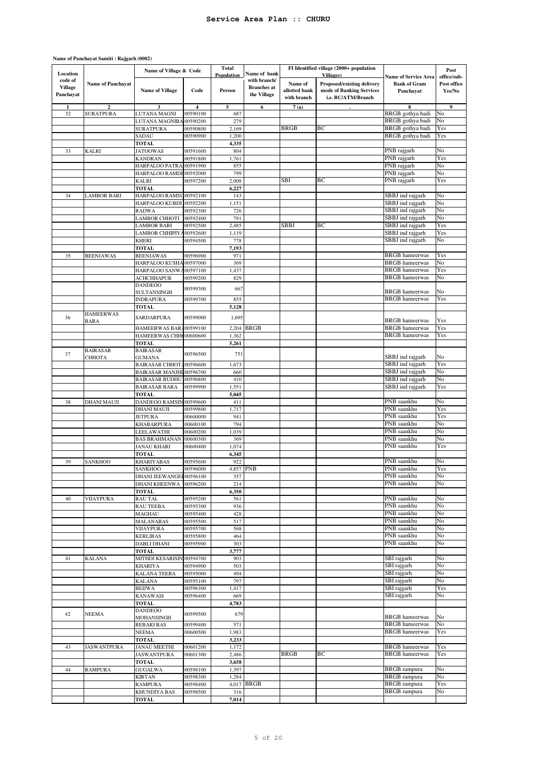# Service Area Plan :: CHURU

**Name of Panchayat Samiti : Rajgarh (0002)**

| Location code of Village Panchayat | Name of Panchayat | Name of Village & Code | | Total Population | Name of bank with branch/ Branches at the Village | FI Identified village (2000+ population Villages) | | Name of Service Area Bank of Gram Panchayat | Post office/sub-Post office Yes/No |
|---|---|---|---|---|---|---|---|---|---|
| | | Name of Village | Code | Person | | Name of allotted bank with branch | Proposed/existing delivery mode of Banking Services i.e. BC/ATM/Branch | | |
| 1 | 2 | 3 | 4 | 5 | 6 | 7 (a) | . | 8 | 9 |
| 32 | SURATPURA | LUTANA MAGNI | 00590100 | 687 | | | | BRGB gothya badi | No |
| | | LUTANA MAGNIBA | 00590200 | 279 | | | | BRGB gothya badi | No |
| | | SURATPURA | 00590800 | 2,169 | | BRGB | BC | BRGB gothya badi | Yes |
| | | SADAU | 00590900 | 1,200 | | | | BRGB gothya badi | Yes |
| | | TOTAL | | 4,335 | | | | | |
| 33 | KALRI | JATOOWAS | 00591600 | 804 | | | | PNB rajgarh | No |
| | | KANDRAN | 00591800 | 1,761 | | | | PNB rajgarh | Yes |
| | | HARPALOO PATRA | 00591900 | 855 | | | | PNB rajgarh | No |
| | | HARPALOO RAMDI | 00592000 | 799 | | | | PNB rajgarh | No |
| | | KALRI | 00597200 | 2,008 | | SBI | BC | PNB rajgarh | Yes |
| | | TOTAL | | 6,227 | | | | | |
| 34 | LAMBOR BARI | HARPALOO RAMSU | 00592100 | 143 | | | | SBBJ ind rajgarh | No |
| | | HARPALOO KUBDI | 00592200 | 1,151 | | | | SBBJ ind rajgarh | No |
| | | RADWA | 00592300 | 726 | | | | SBBJ ind rajgarh | No |
| | | LAMBOR CHHOTI | 00592400 | 791 | | | | SBBJ ind rajgarh | No |
| | | LAMBOR BARI | 00592500 | 2,485 | | SBBJ | BC | SBBJ ind rajgarh | Yes |
| | | LAMBOR CHHIPIYA | 00592600 | 1,119 | | | | SBBJ ind rajgarh | Yes |
| | | KHERI | 00594500 | 778 | | | | SBBJ ind rajgarh | No |
| | | TOTAL | | 7,193 | | | | | |
| 35 | BEENJAWAS | BEENJAWAS | 00596900 | 971 | | | | BRGB hameerwas | Yes |
| | | HARPALOO KUSHA | 00597000 | 369 | | | | BRGB hameerwas | No |
| | | HARPALOO SANWA | 00597100 | 1,437 | | | | BRGB hameerwas | Yes |
| | | ACHCHHAPUR | 00599200 | 829 | | | | BRGB hameerwas | No |
| | | DANDEOO SULTANSINGH | 00599300 | 667 | | | | BRGB hameerwas | No |
| | | INDRAPURA | 00599700 | 855 | | | | BRGB hameerwas | Yes |
| | | TOTAL | | 5,128 | | | | | |
| 36 | HAMEERWAS BARA | SARDARPURA | 00599000 | 1,695 | | | | BRGB hameerwas | Yes |
| | | HAMEERWAS BAR | 00599100 | 2,204 | BRGB | | | BRGB hameerwas | Yes |
| | | HAMEERWAS CHH | 00600600 | 1,362 | | | | BRGB hameerwas | Yes |
| | | TOTAL | | 5,261 | | | | | |
| 37 | BAIRASAR CHHOTA | BAIRASAR GUMANA | 00596500 | 751 | | | | SBBJ ind rajgarh | No |
| | | BAIRASAR CHHOT | 00596600 | 1,673 | | | | SBBJ ind rajgarh | Yes |
| | | BAIRASAR MANJHI | 00596700 | 660 | | | | SBBJ ind rajgarh | No |
| | | BAIRASAR BUDHU | 00596800 | 410 | | | | SBBJ ind rajgarh | No |
| | | BAIRASAR BARA | 00599900 | 1,551 | | | | SBBJ ind rajgarh | Yes |
| | | TOTAL | | 5,045 | | | | | |
| 38 | DHANI MAUJI | DANDEOO RAMSIN | 00599600 | 411 | | | | PNB saankhu | No |
| | | DHANI MAUJI | 00599800 | 1,717 | | | | PNB saankhu | Yes |
| | | JETPURA | 00600000 | 941 | | | | PNB saankhu | Yes |
| | | KHABARPURA | 00600100 | 794 | | | | PNB saankhu | No |
| | | LEELAWATHI | 00600200 | 1,039 | | | | PNB saankhu | No |
| | | BAS BRAHMANAN | 00600300 | 369 | | | | PNB saankhu | No |
| | | JANAU KHARI | 00600400 | 1,074 | | | | PNB saankhu | Yes |
| | | TOTAL | | 6,345 | | | | | |
| 39 | SANKHOO | KHARIYABAS | 00595600 | 922 | | | | PNB saankhu | No |
| | | SANKHOO | 00596000 | 4,857 | PNB | | | PNB saankhu | Yes |
| | | DHANI JEEWANGEI | 00596100 | 357 | | | | PNB saankhu | No |
| | | DHANI KHEENWA | 00596200 | 214 | | | | PNB saankhu | No |
| | | TOTAL | | 6,350 | | | | | |
| 40 | VIJAYPURA | RAU TAL | 00595200 | 561 | | | | PNB saankhu | No |
| | | RAU TEEBA | 00595300 | 936 | | | | PNB saankhu | No |
| | | MAGHAU | 00595400 | 428 | | | | PNB saankhu | No |
| | | MALANABAS | 00595500 | 517 | | | | PNB saankhu | No |
| | | VIJAYPURA | 00595700 | 568 | | | | PNB saankhu | No |
| | | KERLIBAS | 00595800 | 464 | | | | PNB saankhu | No |
| | | DABLI DHANI | 00595900 | 303 | | | | PNB saankhu | No |
| | | TOTAL | | 3,777 | | | | | |
| 41 | KALANA | MITHDI KESARISIN | 00594700 | 903 | | | | SBI rajgarh | No |
| | | KHARIYA | 00594900 | 503 | | | | SBI rajgarh | No |
| | | KALANA TEEBA | 00595000 | 494 | | | | SBI rajgarh | No |
| | | KALANA | 00595100 | 797 | | | | SBI rajgarh | No |
| | | BEIJWA | 00596300 | 1,417 | | | | SBI rajgarh | Yes |
| | | KANAWASI | 00596400 | 669 | | | | SBI rajgarh | No |
| | | TOTAL | | 4,783 | | | | | |
| 42 | NEEMA | DANDEOO MOHANSINGH | 00599500 | 679 | | | | BRGB hameerwas | No |
| | | REBARI BAS | 00599400 | 571 | | | | BRGB hameerwas | No |
| | | NEEMA | 00600500 | 1,983 | | | | BRGB hameerwas | Yes |
| | | TOTAL | | 3,233 | | | | | |
| 43 | JASWANTPURA | JANAU MEETHI | 00601200 | 1,172 | | | | BRGB hameerwas | Yes |
| | | JASWANTPURA | 00601300 | 2,486 | | BRGB | BC | BRGB hameerwas | Yes |
| | | TOTAL | | 3,658 | | | | | |
| 44 | RAMPURA | GUGALWA | 00598100 | 1,397 | | | | BRGB rampura | No |
| | | KIRTAN | 00598300 | 1,284 | | | | BRGB rampura | No |
| | | RAMPURA | 00598400 | 4,017 | BRGB | | | BRGB rampura | Yes |
| | | KHUNDIYA BAS | 00598500 | 316 | | | | BRGB rampura | No |
| | | TOTAL | | 7,014 | | | | | |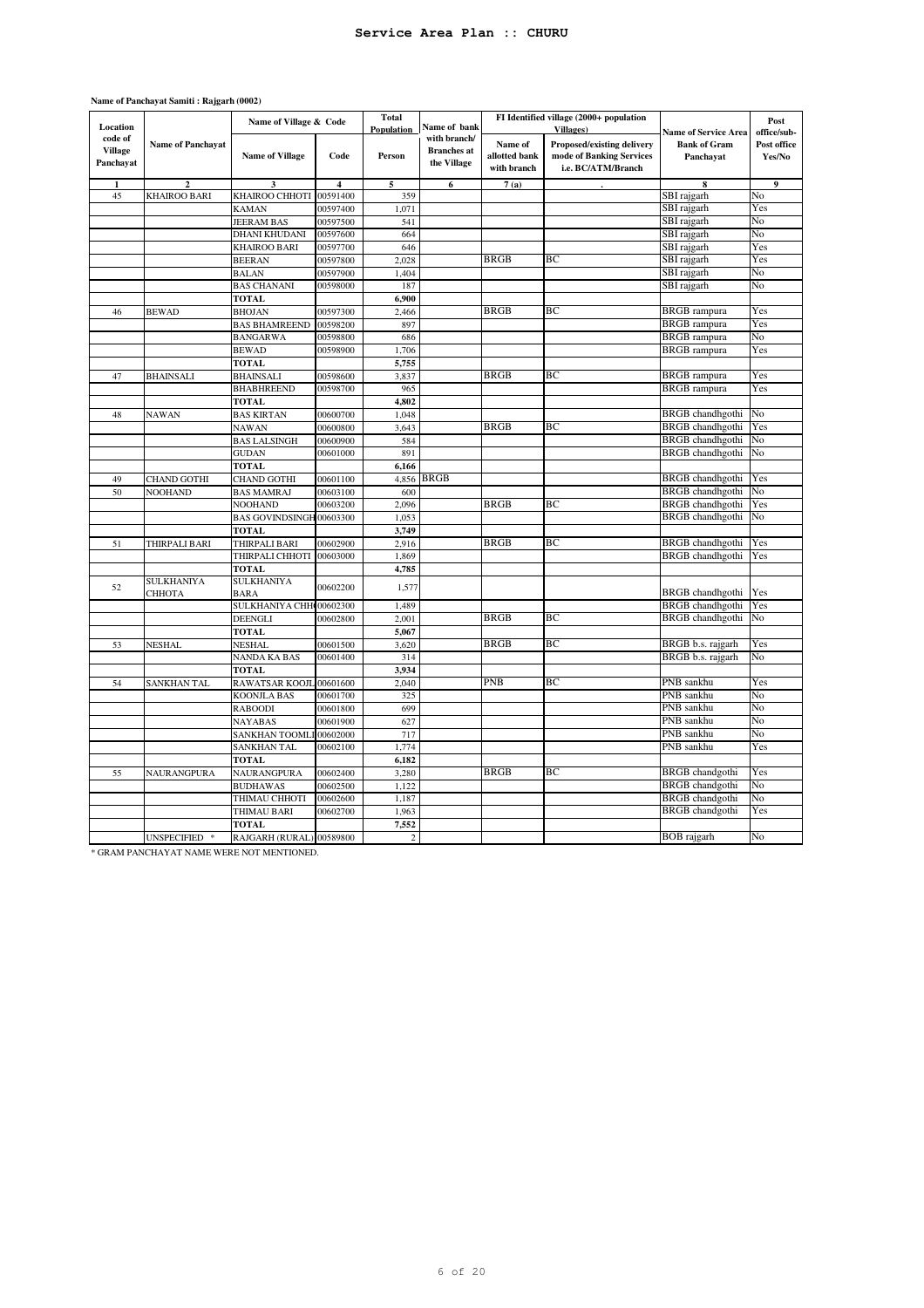# Service Area Plan :: CHURU

**Name of Panchayat Samiti : Rajgarh (0002)**

| Location code of Village Panchayat | Name of Panchayat | Name of Village & Code | | Total Population | Name of bank with branch/ Branches at the Village | FI Identified village (2000+ population Villages) | | Name of Service Area Bank of Gram Panchayat | Post office/sub-Post office Yes/No |
|---|---|---|---|---|---|---|---|---|---|
| | | Name of Village | Code | Person | | Name of allotted bank with branch | Proposed/existing delivery mode of Banking Services i.e. BC/ATM/Branch | | |
| 1 | 2 | 3 | 4 | 5 | 6 | 7 (a) | . | 8 | 9 |
| 45 | KHAIROO BARI | KHAIROO CHHOTI | 00591400 | 359 | | | | SBI rajgarh | No |
| | | KAMAN | 00597400 | 1,071 | | | | SBI rajgarh | Yes |
| | | JEERAM BAS | 00597500 | 541 | | | | SBI rajgarh | No |
| | | DHANI KHUDANI | 00597600 | 664 | | | | SBI rajgarh | No |
| | | KHAIROO BARI | 00597700 | 646 | | | | SBI rajgarh | Yes |
| | | BEERAN | 00597800 | 2,028 | | BRGB | BC | SBI rajgarh | Yes |
| | | BALAN | 00597900 | 1,404 | | | | SBI rajgarh | No |
| | | BAS CHANANI | 00598000 | 187 | | | | SBI rajgarh | No |
| | | **TOTAL** | | **6,900** | | | | | |
| 46 | BEWAD | BHOJAN | 00597300 | 2,466 | | BRGB | BC | BRGB rampura | Yes |
| | | BAS BHAMREEND | 00598200 | 897 | | | | BRGB rampura | Yes |
| | | BANGARWA | 00598800 | 686 | | | | BRGB rampura | No |
| | | BEWAD | 00598900 | 1,706 | | | | BRGB rampura | Yes |
| | | **TOTAL** | | **5,755** | | | | | |
| 47 | BHAINSALI | BHAINSALI | 00598600 | 3,837 | | BRGB | BC | BRGB rampura | Yes |
| | | BHABHREEND | 00598700 | 965 | | | | BRGB rampura | Yes |
| | | **TOTAL** | | **4,802** | | | | | |
| 48 | NAWAN | BAS KIRTAN | 00600700 | 1,048 | | | | BRGB chandhgothi | No |
| | | NAWAN | 00600800 | 3,643 | | BRGB | BC | BRGB chandhgothi | Yes |
| | | BAS LALSINGH | 00600900 | 584 | | | | BRGB chandhgothi | No |
| | | GUDAN | 00601000 | 891 | | | | BRGB chandhgothi | No |
| | | **TOTAL** | | **6,166** | | | | | |
| 49 | CHAND GOTHI | CHAND GOTHI | 00601100 | 4,856 | BRGB | | | BRGB chandhgothi | Yes |
| 50 | NOOHAND | BAS MAMRAJ | 00603100 | 600 | | | | BRGB chandhgothi | No |
| | | NOOHAND | 00603200 | 2,096 | | BRGB | BC | BRGB chandhgothi | Yes |
| | | BAS GOVINDSINGH | 00603300 | 1,053 | | | | BRGB chandhgothi | No |
| | | **TOTAL** | | **3,749** | | | | | |
| 51 | THIRPALI BARI | THIRPALI BARI | 00602900 | 2,916 | | BRGB | BC | BRGB chandhgothi | Yes |
| | | THIRPALI CHHOTI | 00603000 | 1,869 | | | | BRGB chandhgothi | Yes |
| | | **TOTAL** | | **4,785** | | | | | |
| 52 | SULKHANIYA CHHOTA | SULKHANIYA BARA | 00602200 | 1,577 | | | | BRGB chandhgothi | Yes |
| | | SULKHANIYA CHH | 00602300 | 1,489 | | | | BRGB chandhgothi | Yes |
| | | DEENGLI | 00602800 | 2,001 | | BRGB | BC | BRGB chandhgothi | No |
| | | **TOTAL** | | **5,067** | | | | | |
| 53 | NESHAL | NESHAL | 00601500 | 3,620 | | BRGB | BC | BRGB b.s. rajgarh | Yes |
| | | NANDA KA BAS | 00601400 | 314 | | | | BRGB b.s. rajgarh | No |
| | | **TOTAL** | | **3,934** | | | | | |
| 54 | SANKHAN TAL | RAWATSAR KOOJL | 00601600 | 2,040 | | PNB | BC | PNB sankhu | Yes |
| | | KOONJLA BAS | 00601700 | 325 | | | | PNB sankhu | No |
| | | RABOODI | 00601800 | 699 | | | | PNB sankhu | No |
| | | NAYABAS | 00601900 | 627 | | | | PNB sankhu | No |
| | | SANKHAN TOOMLI | 00602000 | 717 | | | | PNB sankhu | No |
| | | SANKHAN TAL | 00602100 | 1,774 | | | | PNB sankhu | Yes |
| | | **TOTAL** | | **6,182** | | | | | |
| 55 | NAURANGPURA | NAURANGPURA | 00602400 | 3,280 | | BRGB | BC | BRGB chandgothi | Yes |
| | | BUDHAWAS | 00602500 | 1,122 | | | | BRGB chandgothi | No |
| | | THIMAU CHHOTI | 00602600 | 1,187 | | | | BRGB chandgothi | No |
| | | THIMAU BARI | 00602700 | 1,963 | | | | BRGB chandgothi | Yes |
| | | **TOTAL** | | **7,552** | | | | | |
| | UNSPECIFIED * | RAJGARH (RURAL) | 00589800 | 2 | | | | BOB rajgarh | No |

* GRAM PANCHAYAT NAME WERE NOT MENTIONED.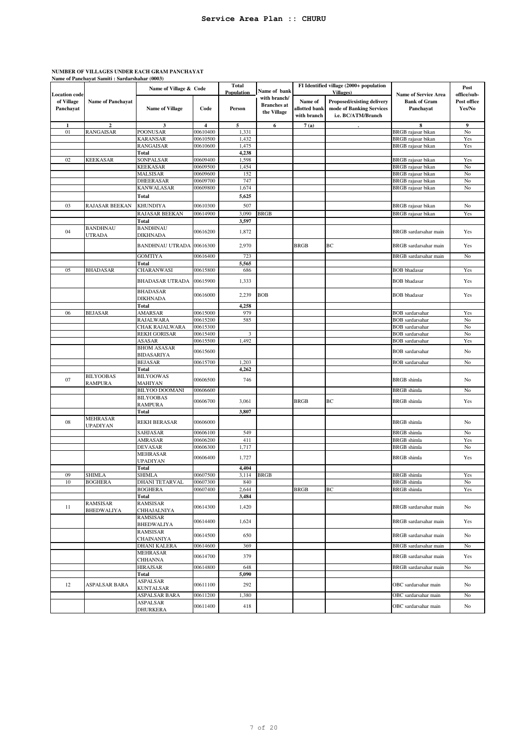# Service Area Plan :: CHURU

**NUMBER OF VILLAGES UNDER EACH GRAM PANCHAYAT**
**Name of Panchayat Samiti : Sardarshahar (0003)**

| Location code of Village Panchayat | Name of Panchayat | Name of Village & Code | | Total Population | Name of bank with branch/ Branches at the Village | FI Identified village (2000+ population Villages) | | Name of Service Area Bank of Gram Panchayat | Post office/sub-Post office Yes/No |
|---|---|---|---|---|---|---|---|---|---|
| | | Name of Village | Code | Person | | Name of allotted bank with branch | Proposed/existing delivery mode of Banking Services i.e. BC/ATM/Branch | | |
| 1 | 2 | 3 | 4 | 5 | 6 | 7 (a) | . | 8 | 9 |
| 01 | RANGAISAR | POONUSAR | 00610400 | 1,331 | | | | BRGB rajasar bikan | No |
| | | KARANSAR | 00610500 | 1,432 | | | | BRGB rajasar bikan | Yes |
| | | RANGAISAR | 00610600 | 1,475 | | | | BRGB rajasar bikan | Yes |
| | | **Total** | | **4,238** | | | | | |
| 02 | KEEKASAR | SONPALSAR | 00609400 | 1,598 | | | | BRGB rajasar bikan | Yes |
| | | KEEKASAR | 00609500 | 1,454 | | | | BRGB rajasar bikan | No |
| | | MALSISAR | 00609600 | 152 | | | | BRGB rajasar bikan | No |
| | | DHEERASAR | 00609700 | 747 | | | | BRGB rajasar bikan | No |
| | | KANWALASAR | 00609800 | 1,674 | | | | BRGB rajasar bikan | No |
| | | **Total** | | **5,625** | | | | | |
| 03 | RAJASAR BEEKAN | KHUNDIYA | 00610300 | 507 | | | | BRGB rajasar bikan | No |
| | | RAJASAR BEEKAN | 00614900 | 3,090 | BRGB | | | BRGB rajasar bikan | Yes |
| | | **Total** | | **3,597** | | | | | |
| 04 | BANDHNAU UTRADA | BANDHNAU DIKHNADA | 00616200 | 1,872 | | | | BRGB sardarsahar main | Yes |
| | | BANDHNAU UTRADA | 00616300 | 2,970 | | BRGB | BC | BRGB sardarsahar main | Yes |
| | | GOMTIYA | 00616400 | 723 | | | | BRGB sardarsahar main | No |
| | | **Total** | | **5,565** | | | | | |
| 05 | BHADASAR | CHARANWASI | 00615800 | 686 | | | | BOB bhadasar | Yes |
| | | BHADASAR UTRADA | 00615900 | 1,333 | | | | BOB bhadasar | Yes |
| | | BHADASAR DIKHNADA | 00616000 | 2,239 | BOB | | | BOB bhadasar | Yes |
| | | **Total** | | **4,258** | | | | | |
| 06 | BEJASAR | AMARSAR | 00615000 | 979 | | | | BOB sardarsahar | Yes |
| | | RAJALWARA | 00615200 | 585 | | | | BOB sardarsahar | No |
| | | CHAK RAJALWARA | 00615300 | | | | | BOB sardarsahar | No |
| | | REKH GORISAR | 00615400 | 3 | | | | BOB sardarsahar | No |
| | | ASASAR | 00615500 | 1,492 | | | | BOB sardarsahar | Yes |
| | | BHOM ASASAR BIDASARIYA | 00615600 | | | | | BOB sardarsahar | No |
| | | BEJASAR | 00615700 | 1,203 | | | | BOB sardarsahar | No |
| | | **Total** | | **4,262** | | | | | |
| 07 | BILYOOBAS RAMPURA | BILYOOWAS MAHIYAN | 00606500 | 746 | | | | BRGB shimla | No |
| | | BILYOO DOOMANI | 00606600 | | | | | BRGB shimla | No |
| | | BILYOOBAS RAMPURA | 00606700 | 3,061 | | BRGB | BC | BRGB shimla | Yes |
| | | **Total** | | **3,807** | | | | | |
| 08 | MEHRASAR UPADIYAN | REKH BERASAR | 00606000 | | | | | BRGB shimla | No |
| | | SAHJASAR | 00606100 | 549 | | | | BRGB shimla | No |
| | | AMRASAR | 00606200 | 411 | | | | BRGB shimla | Yes |
| | | DEVASAR | 00606300 | 1,717 | | | | BRGB shimla | No |
| | | MEHRASAR UPADIYAN | 00606400 | 1,727 | | | | BRGB shimla | Yes |
| | | **Total** | | **4,404** | | | | | |
| 09 | SHIMLA | SHIMLA | 00607500 | 3,114 | BRGB | | | BRGB shimla | Yes |
| 10 | BOGHERA | DHANI TETARVAL | 00607300 | 840 | | | | BRGB shimla | No |
| | | BOGHERA | 00607400 | 2,644 | | BRGB | BC | BRGB shimla | Yes |
| | | **Total** | | **3,484** | | | | | |
| 11 | RAMSISAR BHEDWALIYA | RAMSISAR CHHAJALNIYA | 00614300 | 1,420 | | | | BRGB sardarsahar main | No |
| | | RAMSISAR BHEDWALIYA | 00614400 | 1,624 | | | | BRGB sardarsahar main | Yes |
| | | RAMSISAR CHAINANIYA | 00614500 | 650 | | | | BRGB sardarsahar main | No |
| | | DHANI KALERA | 00614600 | 369 | | | | BRGB sardarsahar main | No |
| | | MEHRASAR CHHANNA | 00614700 | 379 | | | | BRGB sardarsahar main | Yes |
| | | HIRAJSAR | 00614800 | 648 | | | | BRGB sardarsahar main | No |
| | | **Total** | | **5,090** | | | | | |
| 12 | ASPALSAR BARA | ASPALSAR KUNTALSAR | 00611100 | 292 | | | | OBC sardarsahar main | No |
| | | ASPALSAR BARA | 00611200 | 1,380 | | | | OBC sardarsahar main | No |
| | | ASPALSAR DHURKERA | 00611400 | 418 | | | | OBC sardarsahar main | No |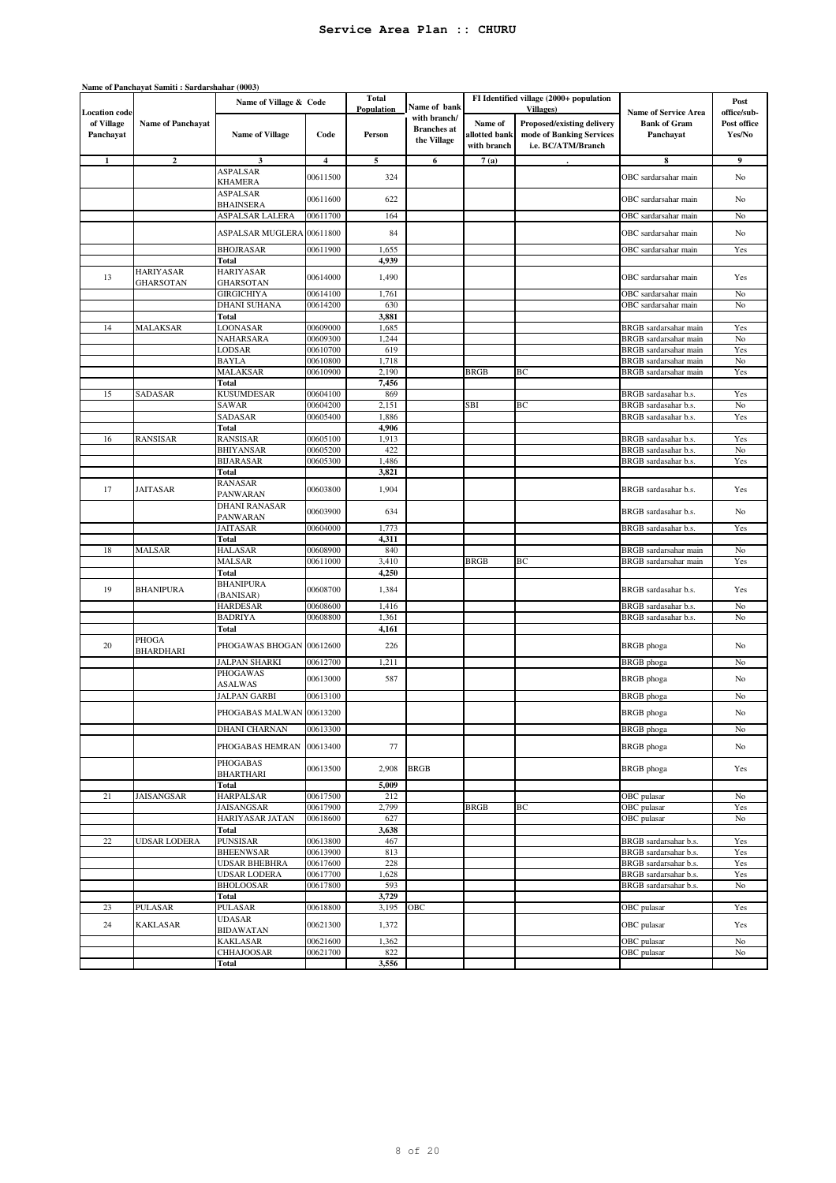# Service Area Plan :: CHURU

**Name of Panchayat Samiti : Sardarshahar (0003)**

| Location code of Village Panchayat | Name of Panchayat | Name of Village & Code | | Total Population | Name of bank with branch/ Branches at the Village | FI Identified village (2000+ population Villages) | | Name of Service Area Bank of Gram Panchayat | Post office/sub-Post office Yes/No |
|---|---|---|---|---|---|---|---|---|---|
| | | Name of Village | Code | Person | | Name of allotted bank with branch | Proposed/existing delivery mode of Banking Services i.e. BC/ATM/Branch | | |
| 1 | 2 | 3 | 4 | 5 | 6 | 7 (a) | . | 8 | 9 |
| | | ASPALSAR KHAMERA | 00611500 | 324 | | | | OBC sardarsahar main | No |
| | | ASPALSAR BHAINSERA | 00611600 | 622 | | | | OBC sardarsahar main | No |
| | | ASPALSAR LALERA | 00611700 | 164 | | | | OBC sardarsahar main | No |
| | | ASPALSAR MUGLERA | 00611800 | 84 | | | | OBC sardarsahar main | No |
| | | BHOJRASAR | 00611900 | 1,655 | | | | OBC sardarsahar main | Yes |
| | | Total | | 4,939 | | | | | |
| 13 | HARIYASAR GHARSOTAN | HARIYASAR GHARSOTAN | 00614000 | 1,490 | | | | OBC sardarsahar main | Yes |
| | | GIRGICHIYA | 00614100 | 1,761 | | | | OBC sardarsahar main | No |
| | | DHANI SUHANA | 00614200 | 630 | | | | OBC sardarsahar main | No |
| | | Total | | 3,881 | | | | | |
| 14 | MALAKSAR | LOONASAR | 00609000 | 1,685 | | | | BRGB sardarsahar main | Yes |
| | | NAHARSARA | 00609300 | 1,244 | | | | BRGB sardarsahar main | No |
| | | LODSAR | 00610700 | 619 | | | | BRGB sardarsahar main | Yes |
| | | BAYLA | 00610800 | 1,718 | | | | BRGB sardarsahar main | No |
| | | MALAKSAR | 00610900 | 2,190 | | BRGB | BC | BRGB sardarsahar main | Yes |
| | | Total | | 7,456 | | | | | |
| 15 | SADASAR | KUSUMDESAR | 00604100 | 869 | | | | BRGB sardasahar b.s. | Yes |
| | | SAWAR | 00604200 | 2,151 | | SBI | BC | BRGB sardasahar b.s. | No |
| | | SADASAR | 00605400 | 1,886 | | | | BRGB sardasahar b.s. | Yes |
| | | Total | | 4,906 | | | | | |
| 16 | RANSISAR | RANSISAR | 00605100 | 1,913 | | | | BRGB sardasahar b.s. | Yes |
| | | BHIYANSAR | 00605200 | 422 | | | | BRGB sardasahar b.s. | No |
| | | BIJARASAR | 00605300 | 1,486 | | | | BRGB sardasahar b.s. | Yes |
| | | Total | | 3,821 | | | | | |
| 17 | JAITASAR | RANASAR PANWARAN | 00603800 | 1,904 | | | | BRGB sardasahar b.s. | Yes |
| | | DHANI RANASAR PANWARAN | 00603900 | 634 | | | | BRGB sardasahar b.s. | No |
| | | JAITASAR | 00604000 | 1,773 | | | | BRGB sardasahar b.s. | Yes |
| | | Total | | 4,311 | | | | | |
| 18 | MALSAR | HALASAR | 00608900 | 840 | | | | BRGB sardarsahar main | No |
| | | MALSAR | 00611000 | 3,410 | | BRGB | BC | BRGB sardarsahar main | Yes |
| | | Total | | 4,250 | | | | | |
| 19 | BHANIPURA | BHANIPURA (BANISAR) | 00608700 | 1,384 | | | | BRGB sardasahar b.s. | Yes |
| | | HARDESAR | 00608600 | 1,416 | | | | BRGB sardasahar b.s. | No |
| | | BADRIYA | 00608800 | 1,361 | | | | BRGB sardasahar b.s. | No |
| | | Total | | 4,161 | | | | | |
| 20 | PHOGA BHARDHARI | PHOGAWAS BHOGAN | 00612600 | 226 | | | | BRGB phoga | No |
| | | JALPAN SHARKI | 00612700 | 1,211 | | | | BRGB phoga | No |
| | | PHOGAWAS ASALWAS | 00613000 | 587 | | | | BRGB phoga | No |
| | | JALPAN GARBI | 00613100 | | | | | BRGB phoga | No |
| | | PHOGABAS MALWAN | 00613200 | | | | | BRGB phoga | No |
| | | DHANI CHARNAN | 00613300 | | | | | BRGB phoga | No |
| | | PHOGABAS HEMRAN | 00613400 | 77 | | | | BRGB phoga | No |
| | | PHOGABAS BHARTHARI | 00613500 | 2,908 | BRGB | | | BRGB phoga | Yes |
| | | Total | | 5,009 | | | | | |
| 21 | JAISANGSAR | HARPALSAR | 00617500 | 212 | | | | OBC pulasar | No |
| | | JAISANGSAR | 00617900 | 2,799 | | BRGB | BC | OBC pulasar | Yes |
| | | HARIYASAR JATAN | 00618600 | 627 | | | | OBC pulasar | No |
| | | Total | | 3,638 | | | | | |
| 22 | UDSAR LODERA | PUNSISAR | 00613800 | 467 | | | | BRGB sardarsahar b.s. | Yes |
| | | BHEENWSAR | 00613900 | 813 | | | | BRGB sardarsahar b.s. | Yes |
| | | UDSAR BHEBHRA | 00617600 | 228 | | | | BRGB sardarsahar b.s. | Yes |
| | | UDSAR LODERA | 00617700 | 1,628 | | | | BRGB sardarsahar b.s. | Yes |
| | | BHOLOOSAR | 00617800 | 593 | | | | BRGB sardarsahar b.s. | No |
| | | Total | | 3,729 | | | | | |
| 23 | PULASAR | PULASAR | 00618800 | 3,195 | OBC | | | OBC pulasar | Yes |
| 24 | KAKLASAR | UDASAR BIDAWATAN | 00621300 | 1,372 | | | | OBC pulasar | Yes |
| | | KAKLASAR | 00621600 | 1,362 | | | | OBC pulasar | No |
| | | CHHAJOOSAR | 00621700 | 822 | | | | OBC pulasar | No |
| | | Total | | 3,556 | | | | | |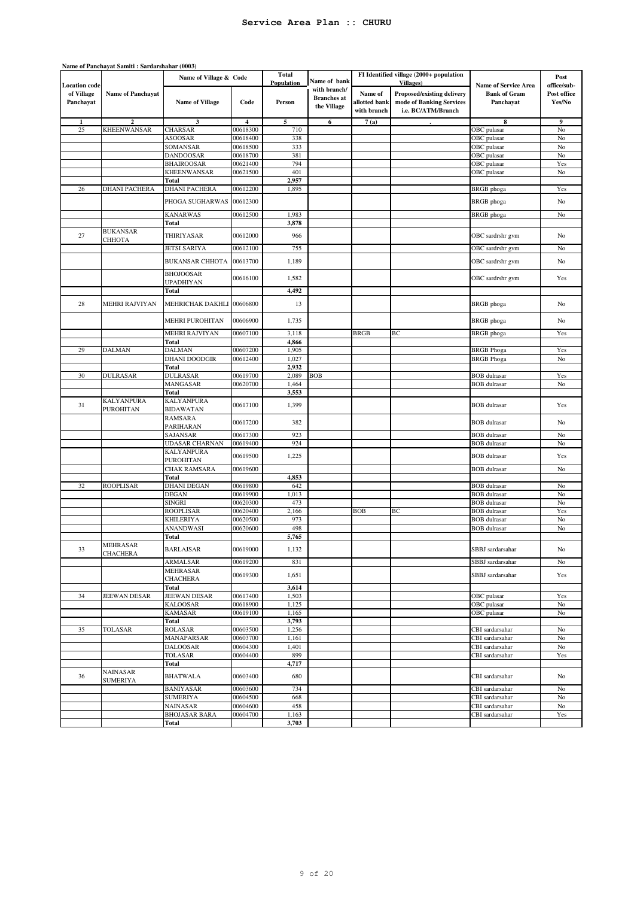# Service Area Plan :: CHURU

**Name of Panchayat Samiti : Sardarshahar (0003)**

| Location code of Village Panchayat | Name of Panchayat | Name of Village & Code | | Total Population | Name of bank with branch/ Branches at the Village | FI Identified village (2000+ population Villages) | | Name of Service Area Bank of Gram Panchayat | Post office/sub-Post office Yes/No |
|---|---|---|---|---|---|---|---|---|---|
| | | Name of Village | Code | Person | | Name of allotted bank with branch | Proposed/existing delivery mode of Banking Services i.e. BC/ATM/Branch | | |
| 1 | 2 | 3 | 4 | 5 | 6 | 7 (a) | . | 8 | 9 |
| 25 | KHEENWANSAR | CHARSAR | 00618300 | 710 | | | | OBC pulasar | No |
| | | ASOOSAR | 00618400 | 338 | | | | OBC pulasar | No |
| | | SOMANSAR | 00618500 | 333 | | | | OBC pulasar | No |
| | | DANDOOSAR | 00618700 | 381 | | | | OBC pulasar | No |
| | | BHAIROOSAR | 00621400 | 794 | | | | OBC pulasar | Yes |
| | | KHEENWANSAR | 00621500 | 401 | | | | OBC pulasar | No |
| | | **Total** | | **2,957** | | | | | |
| 26 | DHANI PACHERA | DHANI PACHERA | 00612200 | 1,895 | | | | BRGB phoga | Yes |
| | | PHOGA SUGHARWAS | 00612300 | | | | | BRGB phoga | No |
| | | KANARWAS | 00612500 | 1,983 | | | | BRGB phoga | No |
| | | **Total** | | **3,878** | | | | | |
| 27 | BUKANSAR CHHOTA | THIRIYASAR | 00612000 | 966 | | | | OBC sardrshr gvm | No |
| | | JETSI SARIYA | 00612100 | 755 | | | | OBC sardrshr gvm | No |
| | | BUKANSAR CHHOTA | 00613700 | 1,189 | | | | OBC sardrshr gvm | No |
| | | BHOJOOSAR UPADHIYAN | 00616100 | 1,582 | | | | OBC sardrshr gvm | Yes |
| | | **Total** | | **4,492** | | | | | |
| 28 | MEHRI RAJVIYAN | MEHRICHAK DAKHLI | 00606800 | 13 | | | | BRGB phoga | No |
| | | MEHRI PUROHITAN | 00606900 | 1,735 | | | | BRGB phoga | No |
| | | MEHRI RAJVIYAN | 00607100 | 3,118 | | BRGB | BC | BRGB phoga | Yes |
| | | **Total** | | **4,866** | | | | | |
| 29 | DALMAN | DALMAN | 00607200 | 1,905 | | | | BRGB Phoga | Yes |
| | | DHANI DOODGIR | 00612400 | 1,027 | | | | BRGB Phoga | No |
| | | **Total** | | **2,932** | | | | | |
| 30 | DULRASAR | DULRASAR | 00619700 | 2,089 | BOB | | | BOB dulrasar | Yes |
| | | MANGASAR | 00620700 | 1,464 | | | | BOB dulrasar | No |
| | | **Total** | | **3,553** | | | | | |
| 31 | KALYANPURA PUROHITAN | KALYANPURA BIDAWATAN | 00617100 | 1,399 | | | | BOB dulrasar | Yes |
| | | RAMSARA PARIHARAN | 00617200 | 382 | | | | BOB dulrasar | No |
| | | SAJANSAR | 00617300 | 923 | | | | BOB dulrasar | No |
| | | UDASAR CHARNAN | 00619400 | 924 | | | | BOB dulrasar | No |
| | | KALYANPURA PUROHITAN | 00619500 | 1,225 | | | | BOB dulrasar | Yes |
| | | CHAK RAMSARA | 00619600 | | | | | BOB dulrasar | No |
| | | **Total** | | **4,853** | | | | | |
| 32 | ROOPLISAR | DHANI DEGAN | 00619800 | 642 | | | | BOB dulrasar | No |
| | | DEGAN | 00619900 | 1,013 | | | | BOB dulrasar | No |
| | | SINGRI | 00620300 | 473 | | | | BOB dulrasar | No |
| | | ROOPLISAR | 00620400 | 2,166 | | BOB | BC | BOB dulrasar | Yes |
| | | KHILERIYA | 00620500 | 973 | | | | BOB dulrasar | No |
| | | ANANDWASI | 00620600 | 498 | | | | BOB dulrasar | No |
| | | **Total** | | **5,765** | | | | | |
| 33 | MEHRASAR CHACHERA | BARLAJSAR | 00619000 | 1,132 | | | | SBBJ sardarsahar | No |
| | | ARMALSAR | 00619200 | 831 | | | | SBBJ sardarsahar | No |
| | | MEHRASAR CHACHERA | 00619300 | 1,651 | | | | SBBJ sardarsahar | Yes |
| | | **Total** | | **3,614** | | | | | |
| 34 | JEEWAN DESAR | JEEWAN DESAR | 00617400 | 1,503 | | | | OBC pulasar | Yes |
| | | KALOOSAR | 00618900 | 1,125 | | | | OBC pulasar | No |
| | | KAMASAR | 00619100 | 1,165 | | | | OBC pulasar | No |
| | | **Total** | | **3,793** | | | | | |
| 35 | TOLASAR | ROLASAR | 00603500 | 1,256 | | | | CBI sardarsahar | No |
| | | MANAPARSAR | 00603700 | 1,161 | | | | CBI sardarsahar | No |
| | | DALOOSAR | 00604300 | 1,401 | | | | CBI sardarsahar | No |
| | | TOLASAR | 00604400 | 899 | | | | CBI sardarsahar | Yes |
| | | **Total** | | **4,717** | | | | | |
| 36 | NAINASAR SUMERIYA | BHATWALA | 00603400 | 680 | | | | CBI sardarsahar | No |
| | | BANIYASAR | 00603600 | 734 | | | | CBI sardarsahar | No |
| | | SUMERIYA | 00604500 | 668 | | | | CBI sardarsahar | No |
| | | NAINASAR | 00604600 | 458 | | | | CBI sardarsahar | No |
| | | BHOJASAR BARA | 00604700 | 1,163 | | | | CBI sardarsahar | Yes |
| | | **Total** | | **3,703** | | | | | |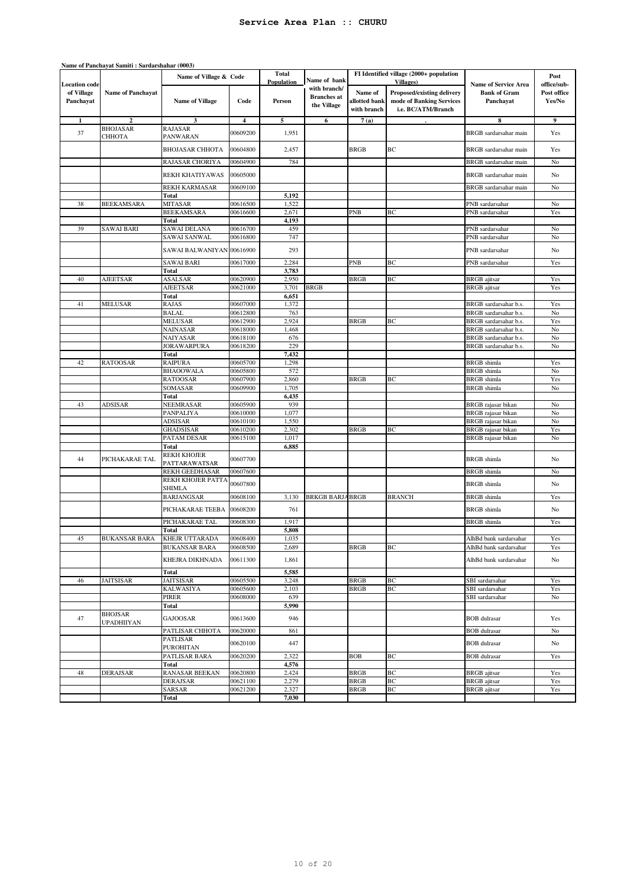# Service Area Plan :: CHURU

**Name of Panchayat Samiti : Sardarshahar (0003)**

| Location code of Village Panchayat | Name of Panchayat | Name of Village & Code | | Total Population | Name of bank with branch/ Branches at the Village | FI Identified village (2000+ population Villages) | | Name of Service Area Bank of Gram Panchayat | Post office/sub-Post office Yes/No |
|---|---|---|---|---|---|---|---|---|---|
| | | Name of Village | Code | Person | | Name of allotted bank with branch | Proposed/existing delivery mode of Banking Services i.e. BC/ATM/Branch | | |
| 1 | 2 | 3 | 4 | 5 | 6 | 7 (a) | . | 8 | 9 |
| 37 | BHOJASAR CHHOTA | RAJASAR PANWARAN | 00609200 | 1,951 | | | | BRGB sardarsahar main | Yes |
| | | BHOJASAR CHHOTA | 00604800 | 2,457 | | BRGB | BC | BRGB sardarsahar main | Yes |
| | | RAJASAR CHORIYA | 00604900 | 784 | | | | BRGB sardarsahar main | No |
| | | REKH KHATIYAWAS | 00605000 | | | | | BRGB sardarsahar main | No |
| | | REKH KARMASAR | 00609100 | | | | | BRGB sardarsahar main | No |
| | | Total | | 5,192 | | | | | |
| 38 | BEEKAMSARA | MITASAR | 00616500 | 1,522 | | | | PNB sardarsahar | No |
| | | BEEKAMSARA | 00616600 | 2,671 | | PNB | BC | PNB sardarsahar | Yes |
| | | Total | | 4,193 | | | | | |
| 39 | SAWAI BARI | SAWAI DELANA | 00616700 | 459 | | | | PNB sardarsahar | No |
| | | SAWAI SANWAL | 00616800 | 747 | | | | PNB sardarsahar | No |
| | | SAWAI BALWANIYAN | 00616900 | 293 | | | | PNB sardarsahar | No |
| | | SAWAI BARI | 00617000 | 2,284 | | PNB | BC | PNB sardarsahar | Yes |
| | | Total | | 3,783 | | | | | |
| 40 | AJEETSAR | ASALSAR | 00620900 | 2,950 | | BRGB | BC | BRGB ajitsar | Yes |
| | | AJEETSAR | 00621000 | 3,701 | BRGB | | | BRGB ajitsar | Yes |
| | | Total | | 6,651 | | | | | |
| 41 | MELUSAR | RAJAS | 00607000 | 1,372 | | | | BRGB sardarsahar b.s. | Yes |
| | | BALAL | 00612800 | 763 | | | | BRGB sardarsahar b.s. | No |
| | | MELUSAR | 00612900 | 2,924 | | BRGB | BC | BRGB sardarsahar b.s. | Yes |
| | | NAINASAR | 00618000 | 1,468 | | | | BRGB sardarsahar b.s. | No |
| | | NAIYASAR | 00618100 | 676 | | | | BRGB sardarsahar b.s. | No |
| | | JORAWARPURA | 00618200 | 229 | | | | BRGB sardarsahar b.s. | No |
| | | Total | | 7,432 | | | | | |
| 42 | RATOOSAR | RAIPURA | 00605700 | 1,298 | | | | BRGB shimla | Yes |
| | | BHAOOWALA | 00605800 | 572 | | | | BRGB shimla | No |
| | | RATOOSAR | 00607900 | 2,860 | | BRGB | BC | BRGB shimla | Yes |
| | | SOMASAR | 00609900 | 1,705 | | | | BRGB shimla | No |
| | | Total | | 6,435 | | | | | |
| 43 | ADSISAR | NEEMRASAR | 00605900 | 939 | | | | BRGB rajasar bikan | No |
| | | PANPALIYA | 00610000 | 1,077 | | | | BRGB rajasar bikan | No |
| | | ADSISAR | 00610100 | 1,550 | | | | BRGB rajasar bikan | No |
| | | GHADSISAR | 00610200 | 2,302 | | BRGB | BC | BRGB rajasar bikan | Yes |
| | | PATAM DESAR | 00615100 | 1,017 | | | | BRGB rajasar bikan | No |
| | | Total | | 6,885 | | | | | |
| 44 | PICHAKARAE TAL | REKH KHOJER PATTARAWATSAR | 00607700 | | | | | BRGB shimla | No |
| | | REKH GEEDHASAR | 00607600 | | | | | BRGB shimla | No |
| | | REKH KHOJER PATTA SHIMLA | 00607800 | | | | | BRGB shimla | No |
| | | BARJANGSAR | 00608100 | 3,130 | BRKGB BARJA | BRGB | BRANCH | BRGB shimla | Yes |
| | | PICHAKARAE TEEBA | 00608200 | 761 | | | | BRGB shimla | No |
| | | PICHAKARAE TAL | 00608300 | 1,917 | | | | BRGB shimla | Yes |
| | | Total | | 5,808 | | | | | |
| 45 | BUKANSAR BARA | KHEJR UTTARADA | 00608400 | 1,035 | | | | AlhBd bank sardarsahar | Yes |
| | | BUKANSAR BARA | 00608500 | 2,689 | | BRGB | BC | AlhBd bank sardarsahar | Yes |
| | | KHEJRA DIKHNADA | 00611300 | 1,861 | | | | AlhBd bank sardarsahar | No |
| | | Total | | 5,585 | | | | | |
| 46 | JAITSISAR | JAITSISAR | 00605500 | 3,248 | | BRGB | BC | SBI sardarsahar | Yes |
| | | KALWASIYA | 00605600 | 2,103 | | BRGB | BC | SBI sardarsahar | Yes |
| | | PIRER | 00608000 | 639 | | | | SBI sardarsahar | No |
| | | Total | | 5,990 | | | | | |
| 47 | BHOJSAR UPADHIIYAN | GAJOOSAR | 00613600 | 946 | | | | BOB dulrasar | Yes |
| | | PATLISAR CHHOTA | 00620000 | 861 | | | | BOB dulrasar | No |
| | | PATLISAR PUROHITAN | 00620100 | 447 | | | | BOB dulrasar | No |
| | | PATLISAR BARA | 00620200 | 2,322 | | BOB | BC | BOB dulrasar | Yes |
| | | Total | | 4,576 | | | | | |
| 48 | DERAJSAR | RANASAR BEEKAN | 00620800 | 2,424 | | BRGB | BC | BRGB ajitsar | Yes |
| | | DERAJSAR | 00621100 | 2,279 | | BRGB | BC | BRGB ajitsar | Yes |
| | | SARSAR | 00621200 | 2,327 | | BRGB | BC | BRGB ajitsar | Yes |
| | | Total | | 7,030 | | | | | |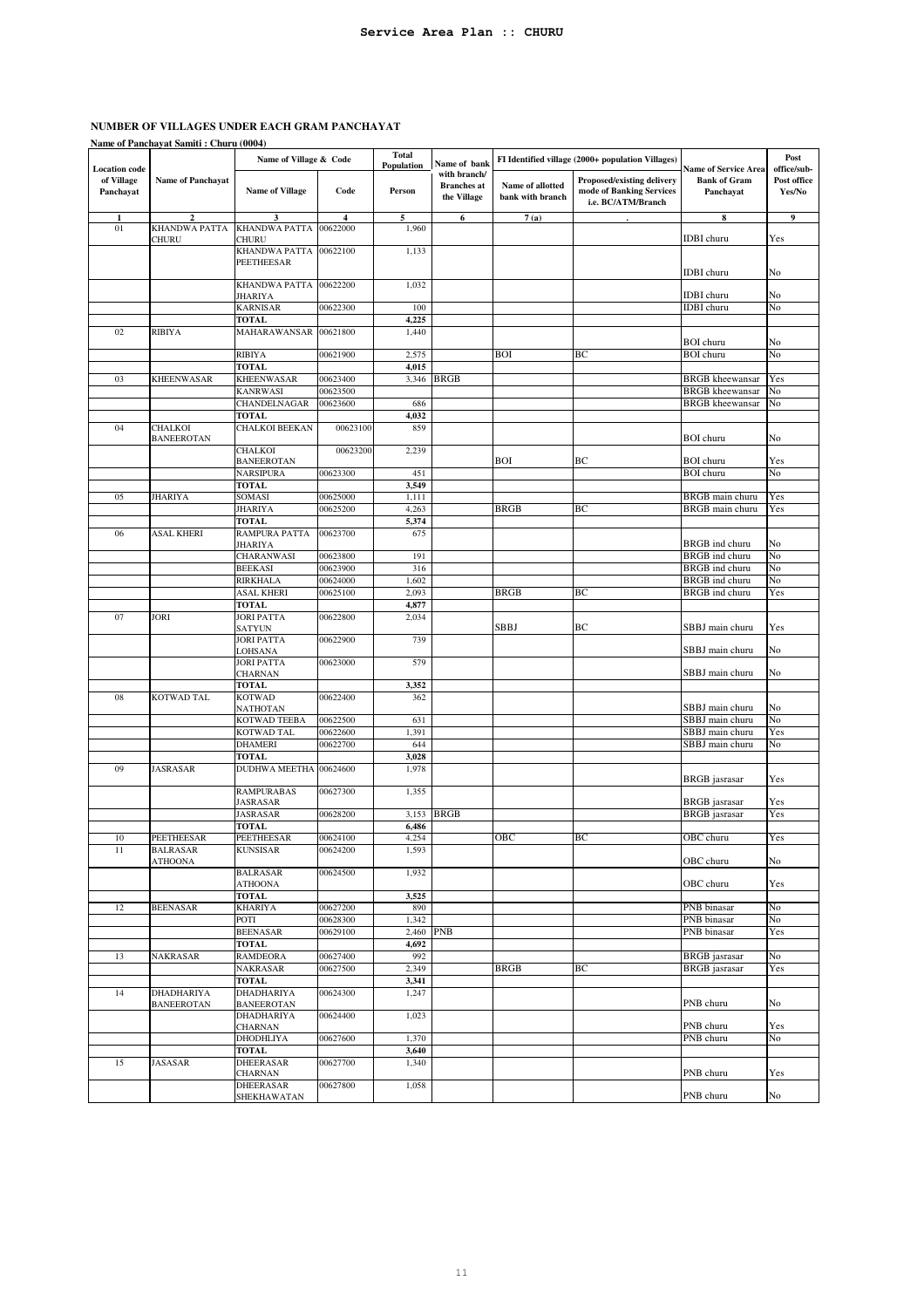**Service Area Plan :: CHURU**

## NUMBER OF VILLAGES UNDER EACH GRAM PANCHAYAT

**Name of Panchayat Samiti : Churu (0004)**

| Location code of Village Panchayat | Name of Panchayat | Name of Village & Code | | Total Population | Name of bank with branch/ Branches at the Village | FI Identified village (2000+ population Villages) | | Name of Service Area Bank of Gram Panchayat | Post office/sub-Post office Yes/No |
|---|---|---|---|---|---|---|---|---|---|
| | | Name of Village | Code | Person | | Name of allotted bank with branch | Proposed/existing delivery mode of Banking Services i.e. BC/ATM/Branch | | |
| 1 | 2 | 3 | 4 | 5 | 6 | 7 (a) | . | 8 | 9 |
| 01 | KHANDWA PATTA CHURU | KHANDWA PATTA CHURU | 00622000 | 1,960 | | | | IDBI churu | Yes |
| | | KHANDWA PATTA PEETHEESAR | 00622100 | 1,133 | | | | IDBI churu | No |
| | | KHANDWA PATTA JHARIYA | 00622200 | 1,032 | | | | IDBI churu | No |
| | | KARNISAR | 00622300 | 100 | | | | IDBI churu | No |
| | | **TOTAL** | | **4,225** | | | | | |
| 02 | RIBIYA | MAHARAWANSAR | 00621800 | 1,440 | | | | BOI churu | No |
| | | RIBIYA | 00621900 | 2,575 | | BOI | BC | BOI churu | No |
| | | **TOTAL** | | **4,015** | | | | | |
| 03 | KHEENWASAR | KHEENWASAR | 00623400 | 3,346 | BRGB | | | BRGB kheewansar | Yes |
| | | KANRWASI | 00623500 | | | | | BRGB kheewansar | No |
| | | CHANDELNAGAR | 00623600 | 686 | | | | BRGB kheewansar | No |
| | | **TOTAL** | | **4,032** | | | | | |
| 04 | CHALKOI BANEEROTAN | CHALKOI BEEKAN | 00623100 | 859 | | | | BOI churu | No |
| | | CHALKOI BANEEROTAN | 00623200 | 2,239 | | BOI | BC | BOI churu | Yes |
| | | NARSIPURA | 00623300 | 451 | | | | BOI churu | No |
| | | **TOTAL** | | **3,549** | | | | | |
| 05 | JHARIYA | SOMASI | 00625000 | 1,111 | | | | BRGB main churu | Yes |
| | | JHARIYA | 00625200 | 4,263 | | BRGB | BC | BRGB main churu | Yes |
| | | **TOTAL** | | **5,374** | | | | | |
| 06 | ASAL KHERI | RAMPURA PATTA JHARIYA | 00623700 | 675 | | | | BRGB ind churu | No |
| | | CHARANWASI | 00623800 | 191 | | | | BRGB ind churu | No |
| | | BEEKASI | 00623900 | 316 | | | | BRGB ind churu | No |
| | | RIRKHALA | 00624000 | 1,602 | | | | BRGB ind churu | No |
| | | ASAL KHERI | 00625100 | 2,093 | | BRGB | BC | BRGB ind churu | Yes |
| | | **TOTAL** | | **4,877** | | | | | |
| 07 | JORI | JORI PATTA SATYUN | 00622800 | 2,034 | | SBBJ | BC | SBBJ main churu | Yes |
| | | JORI PATTA LOHSANA | 00622900 | 739 | | | | SBBJ main churu | No |
| | | JORI PATTA CHARNAN | 00623000 | 579 | | | | SBBJ main churu | No |
| | | **TOTAL** | | **3,352** | | | | | |
| 08 | KOTWAD TAL | KOTWAD NATHOTAN | 00622400 | 362 | | | | SBBJ main churu | No |
| | | KOTWAD TEEBA | 00622500 | 631 | | | | SBBJ main churu | No |
| | | KOTWAD TAL | 00622600 | 1,391 | | | | SBBJ main churu | Yes |
| | | DHAMERI | 00622700 | 644 | | | | SBBJ main churu | No |
| | | **TOTAL** | | **3,028** | | | | | |
| 09 | JASRASAR | DUDHWA MEETHA | 00624600 | 1,978 | | | | BRGB jasrasar | Yes |
| | | RAMPURABAS JASRASAR | 00627300 | 1,355 | | | | BRGB jasrasar | Yes |
| | | JASRASAR | 00628200 | 3,153 | BRGB | | | BRGB jasrasar | Yes |
| | | **TOTAL** | | **6,486** | | | | | |
| 10 | PEETHEESAR | PEETHEESAR | 00624100 | 4,254 | | OBC | BC | OBC churu | Yes |
| 11 | BALRASAR ATHOONA | KUNSISAR | 00624200 | 1,593 | | | | OBC churu | No |
| | | BALRASAR ATHOONA | 00624500 | 1,932 | | | | OBC churu | Yes |
| | | **TOTAL** | | **3,525** | | | | | |
| 12 | BEENASAR | KHARIYA | 00627200 | 890 | | | | PNB binasar | No |
| | | POTI | 00628300 | 1,342 | | | | PNB binasar | No |
| | | BEENASAR | 00629100 | 2,460 | PNB | | | PNB binasar | Yes |
| | | **TOTAL** | | **4,692** | | | | | |
| 13 | NAKRASAR | RAMDEORA | 00627400 | 992 | | | | BRGB jasrasar | No |
| | | NAKRASAR | 00627500 | 2,349 | | BRGB | BC | BRGB jasrasar | Yes |
| | | **TOTAL** | | **3,341** | | | | | |
| 14 | DHADHARIYA BANEEROTAN | DHADHARIYA BANEEROTAN | 00624300 | 1,247 | | | | PNB churu | No |
| | | DHADHARIYA CHARNAN | 00624400 | 1,023 | | | | PNB churu | Yes |
| | | DHODHLIYA | 00627600 | 1,370 | | | | PNB churu | No |
| | | **TOTAL** | | **3,640** | | | | | |
| 15 | JASASAR | DHEERASAR CHARNAN | 00627700 | 1,340 | | | | PNB churu | Yes |
| | | DHEERASAR SHEKHAWATAN | 00627800 | 1,058 | | | | PNB churu | No |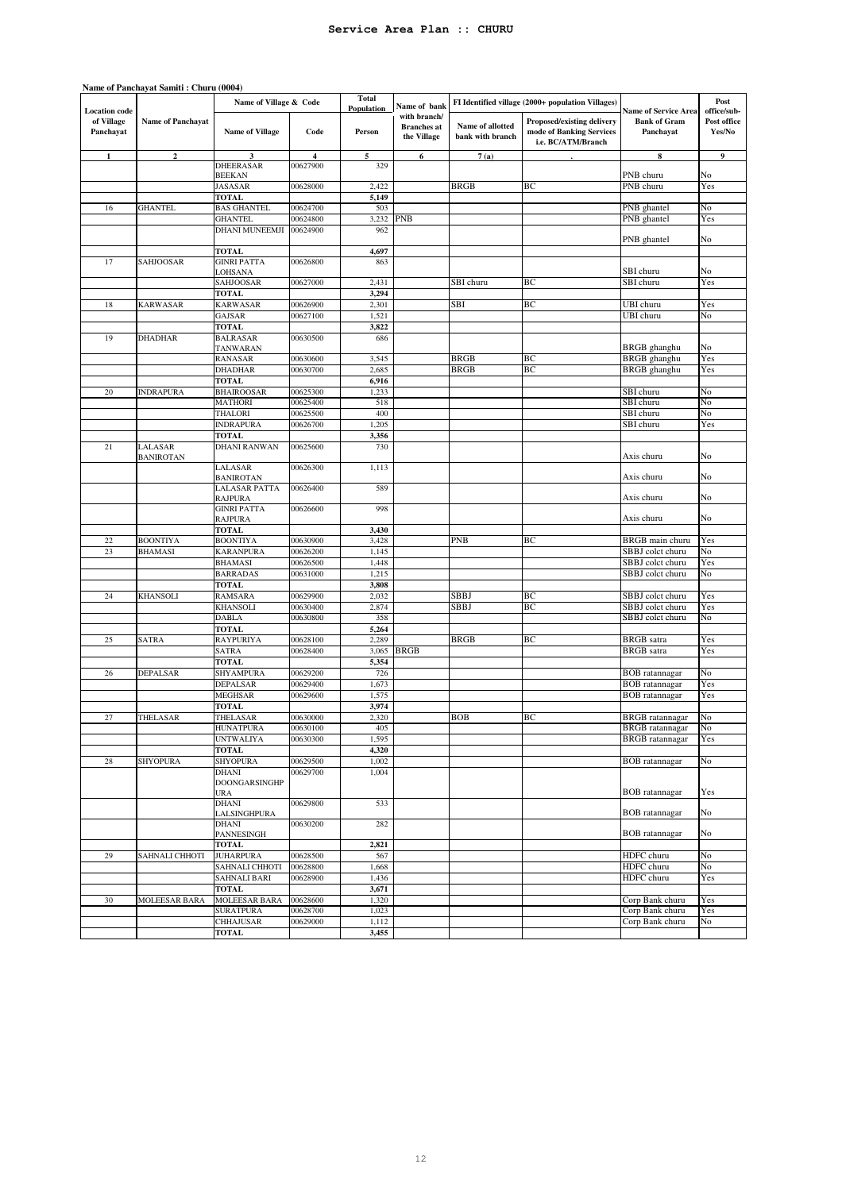# Service Area Plan :: CHURU

**Name of Panchayat Samiti : Churu (0004)**

| Location code of Village Panchayat | Name of Panchayat | Name of Village & Code | | Total Population | Name of bank with branch/ Branches at the Village | FI Identified village (2000+ population Villages) | | Name of Service Area Bank of Gram Panchayat | Post office/sub-Post office Yes/No |
|---|---|---|---|---|---|---|---|---|---|
| | | Name of Village | Code | Person | | Name of allotted bank with branch | Proposed/existing delivery mode of Banking Services i.e. BC/ATM/Branch | | |
| 1 | 2 | 3 | 4 | 5 | 6 | 7 (a) | . | 8 | 9 |
| | | DHEERASAR BEEKAN | 00627900 | 329 | | | | PNB churu | No |
| | | JASASAR | 00628000 | 2,422 | | BRGB | BC | PNB churu | Yes |
| | | TOTAL | | 5,149 | | | | | |
| 16 | GHANTEL | BAS GHANTEL | 00624700 | 503 | | | | PNB ghantel | No |
| | | GHANTEL | 00624800 | 3,232 | PNB | | | PNB ghantel | Yes |
| | | DHANI MUNEEMJI | 00624900 | 962 | | | | PNB ghantel | No |
| | | TOTAL | | 4,697 | | | | | |
| 17 | SAHJOOSAR | GINRI PATTA LOHSANA | 00626800 | 863 | | | | SBI churu | No |
| | | SAHJOOSAR | 00627000 | 2,431 | | SBI churu | BC | SBI churu | Yes |
| | | TOTAL | | 3,294 | | | | | |
| 18 | KARWASAR | KARWASAR | 00626900 | 2,301 | | SBI | BC | UBI churu | Yes |
| | | GAJSAR | 00627100 | 1,521 | | | | UBI churu | No |
| | | TOTAL | | 3,822 | | | | | |
| 19 | DHADHAR | BALRASAR TANWARAN | 00630500 | 686 | | | | BRGB ghanghu | No |
| | | RANASAR | 00630600 | 3,545 | | BRGB | BC | BRGB ghanghu | Yes |
| | | DHADHAR | 00630700 | 2,685 | | BRGB | BC | BRGB ghanghu | Yes |
| | | TOTAL | | 6,916 | | | | | |
| 20 | INDRAPURA | BHAIROOSAR | 00625300 | 1,233 | | | | SBI churu | No |
| | | MATHORI | 00625400 | 518 | | | | SBI churu | No |
| | | THALORI | 00625500 | 400 | | | | SBI churu | No |
| | | INDRAPURA | 00626700 | 1,205 | | | | SBI churu | Yes |
| | | TOTAL | | 3,356 | | | | | |
| 21 | LALASAR BANIROTAN | DHANI RANWAN | 00625600 | 730 | | | | Axis churu | No |
| | | LALASAR BANIROTAN | 00626300 | 1,113 | | | | Axis churu | No |
| | | LALASAR PATTA RAJPURA | 00626400 | 589 | | | | Axis churu | No |
| | | GINRI PATTA RAJPURA | 00626600 | 998 | | | | Axis churu | No |
| | | TOTAL | | 3,430 | | | | | |
| 22 | BOONTIYA | BOONTIYA | 00630900 | 3,428 | | PNB | BC | BRGB main churu | Yes |
| 23 | BHAMASI | KARANPURA | 00626200 | 1,145 | | | | SBBJ colct churu | No |
| | | BHAMASI | 00626500 | 1,448 | | | | SBBJ colct churu | Yes |
| | | BARRADAS | 00631000 | 1,215 | | | | SBBJ colct churu | No |
| | | TOTAL | | 3,808 | | | | | |
| 24 | KHANSOLI | RAMSARA | 00629900 | 2,032 | | SBBJ | BC | SBBJ colct churu | Yes |
| | | KHANSOLI | 00630400 | 2,874 | | SBBJ | BC | SBBJ colct churu | Yes |
| | | DABLA | 00630800 | 358 | | | | SBBJ colct churu | No |
| | | TOTAL | | 5,264 | | | | | |
| 25 | SATRA | RAYPURIYA | 00628100 | 2,289 | | BRGB | BC | BRGB satra | Yes |
| | | SATRA | 00628400 | 3,065 | BRGB | | | BRGB satra | Yes |
| | | TOTAL | | 5,354 | | | | | |
| 26 | DEPALSAR | SHYAMPURA | 00629200 | 726 | | | | BOB ratannagar | No |
| | | DEPALSAR | 00629400 | 1,673 | | | | BOB ratannagar | Yes |
| | | MEGHSAR | 00629600 | 1,575 | | | | BOB ratannagar | Yes |
| | | TOTAL | | 3,974 | | | | | |
| 27 | THELASAR | THELASAR | 00630000 | 2,320 | | BOB | BC | BRGB ratannagar | No |
| | | HUNATPURA | 00630100 | 405 | | | | BRGB ratannagar | No |
| | | UNTWALIYA | 00630300 | 1,595 | | | | BRGB ratannagar | Yes |
| | | TOTAL | | 4,320 | | | | | |
| 28 | SHYOPURA | SHYOPURA | 00629500 | 1,002 | | | | BOB ratannagar | No |
| | | DHANI DOONGARSINGHPURA | 00629700 | 1,004 | | | | BOB ratannagar | Yes |
| | | DHANI LALSINGHPURA | 00629800 | 533 | | | | BOB ratannagar | No |
| | | DHANI PANNESINGH | 00630200 | 282 | | | | BOB ratannagar | No |
| | | TOTAL | | 2,821 | | | | | |
| 29 | SAHNALI CHHOTI | JUHARPURA | 00628500 | 567 | | | | HDFC churu | No |
| | | SAHNALI CHHOTI | 00628800 | 1,668 | | | | HDFC churu | No |
| | | SAHNALI BARI | 00628900 | 1,436 | | | | HDFC churu | Yes |
| | | TOTAL | | 3,671 | | | | | |
| 30 | MOLEESAR BARA | MOLEESAR BARA | 00628600 | 1,320 | | | | Corp Bank churu | Yes |
| | | SURATPURA | 00628700 | 1,023 | | | | Corp Bank churu | Yes |
| | | CHHAJUSAR | 00629000 | 1,112 | | | | Corp Bank churu | No |
| | | TOTAL | | 3,455 | | | | | |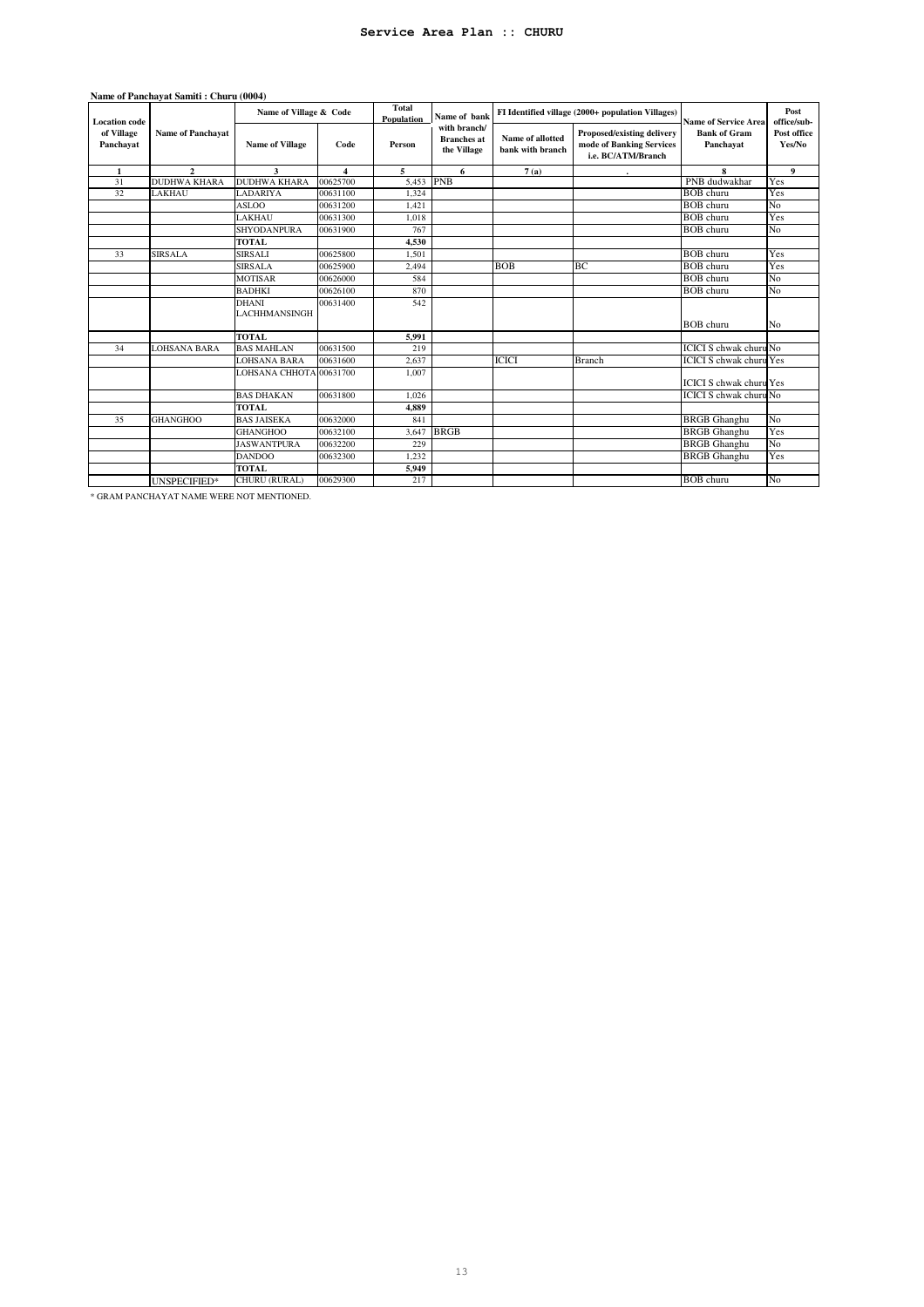# Service Area Plan :: CHURU

**Name of Panchayat Samiti : Churu (0004)**

| Location code of Village Panchayat | Name of Panchayat | Name of Village & Code | | Total Population | Name of bank with branch/ Branches at the Village | FI Identified village (2000+ population Villages) | | Name of Service Area Bank of Gram Panchayat | Post office/sub-Post office Yes/No |
|---|---|---|---|---|---|---|---|---|---|
| | | Name of Village | Code | Person | | Name of allotted bank with branch | Proposed/existing delivery mode of Banking Services i.e. BC/ATM/Branch | | |
| 1 | 2 | 3 | 4 | 5 | 6 | 7 (a) | . | 8 | 9 |
| 31 | DUDHWA KHARA | DUDHWA KHARA | 00625700 | 5,453 | PNB | | | PNB dudwakhar | Yes |
| 32 | LAKHAU | LADARIYA | 00631100 | 1,324 | | | | BOB churu | Yes |
| | | ASLOO | 00631200 | 1,421 | | | | BOB churu | No |
| | | LAKHAU | 00631300 | 1,018 | | | | BOB churu | Yes |
| | | SHYODANPURA | 00631900 | 767 | | | | BOB churu | No |
| | | **TOTAL** | | **4,530** | | | | | |
| 33 | SIRSALA | SIRSALI | 00625800 | 1,501 | | | | BOB churu | Yes |
| | | SIRSALA | 00625900 | 2,494 | | BOB | BC | BOB churu | Yes |
| | | MOTISAR | 00626000 | 584 | | | | BOB churu | No |
| | | BADHKI | 00626100 | 870 | | | | BOB churu | No |
| | | DHANI LACHHMANSINGH | 00631400 | 542 | | | | BOB churu | No |
| | | **TOTAL** | | **5,991** | | | | | |
| 34 | LOHSANA BARA | BAS MAHLAN | 00631500 | 219 | | | | ICICI S chwak churu | No |
| | | LOHSANA BARA | 00631600 | 2,637 | | ICICI | Branch | ICICI S chwak churu | Yes |
| | | LOHSANA CHHOTA | 00631700 | 1,007 | | | | ICICI S chwak churu | Yes |
| | | BAS DHAKAN | 00631800 | 1,026 | | | | ICICI S chwak churu | No |
| | | **TOTAL** | | **4,889** | | | | | |
| 35 | GHANGHOO | BAS JAISEKA | 00632000 | 841 | | | | BRGB Ghanghu | No |
| | | GHANGHOO | 00632100 | 3,647 | BRGB | | | BRGB Ghanghu | Yes |
| | | JASWANTPURA | 00632200 | 229 | | | | BRGB Ghanghu | No |
| | | DANDOO | 00632300 | 1,232 | | | | BRGB Ghanghu | Yes |
| | | **TOTAL** | | **5,949** | | | | | |
| | UNSPECIFIED* | CHURU (RURAL) | 00629300 | 217 | | | | BOB churu | No |

* GRAM PANCHAYAT NAME WERE NOT MENTIONED.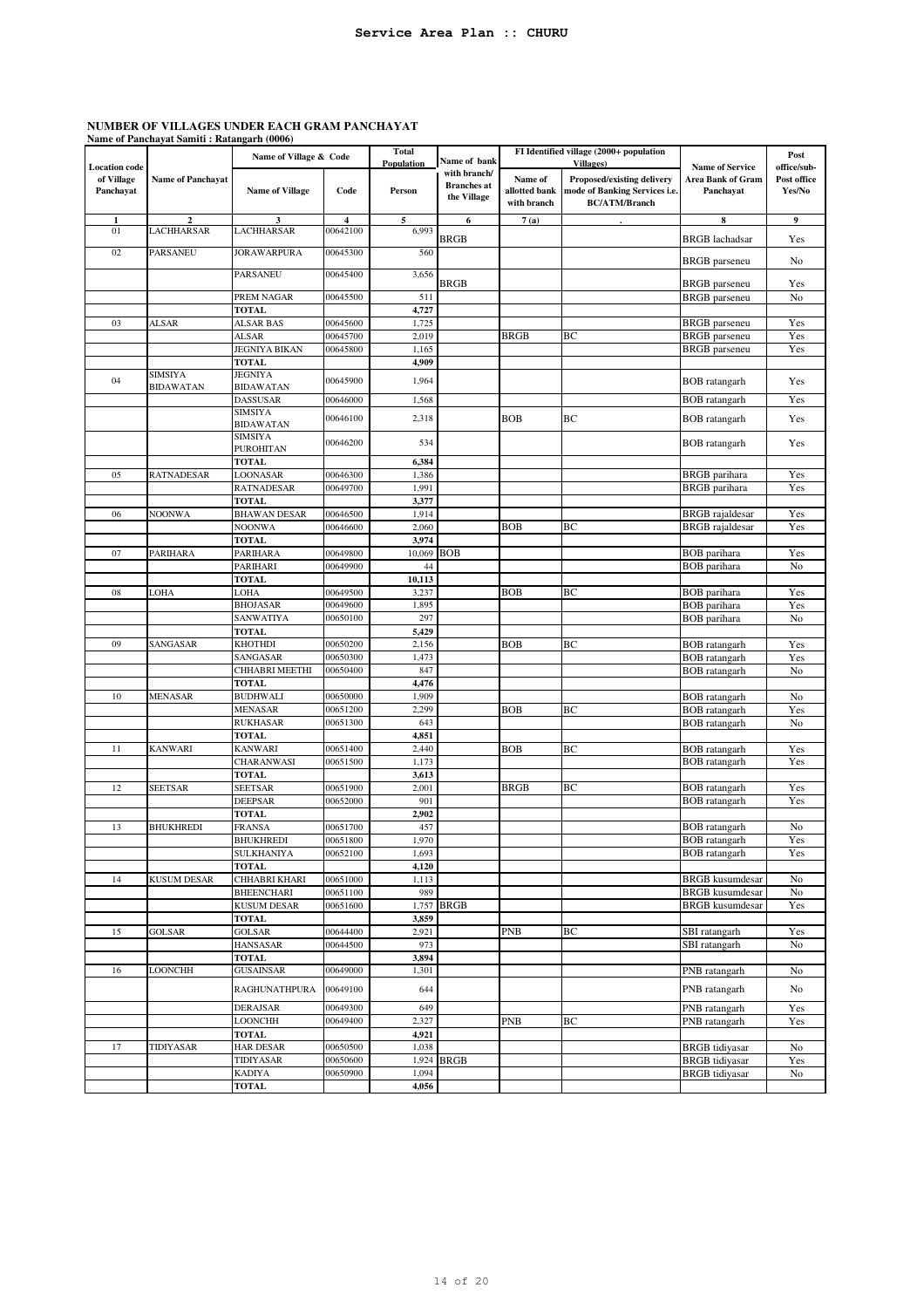**Service Area Plan :: CHURU**

**NUMBER OF VILLAGES UNDER EACH GRAM PANCHAYAT**
**Name of Panchayat Samiti : Ratangarh (0006)**

| Location code of Village Panchayat | Name of Panchayat | Name of Village & Code | | Total Population | Name of bank with branch/ Branches at the Village | FI Identified village (2000+ population Villages) | | Name of Service Area Bank of Gram Panchayat | Post office/sub-Post office Yes/No |
|---|---|---|---|---|---|---|---|---|---|
| | | Name of Village | Code | Person | | Name of allotted bank with branch | Proposed/existing delivery mode of Banking Services i.e. BC/ATM/Branch | | |
| 1 | 2 | 3 | 4 | 5 | 6 | 7 (a) | . | 8 | 9 |
| 01 | LACHHARSAR | LACHHARSAR | 00642100 | 6,993 | BRGB | | | BRGB lachadsar | Yes |
| 02 | PARSANEU | JORAWARPURA | 00645300 | 560 | | | | BRGB parseneu | No |
| | | PARSANEU | 00645400 | 3,656 | BRGB | | | BRGB parseneu | Yes |
| | | PREM NAGAR | 00645500 | 511 | | | | BRGB parseneu | No |
| | | **TOTAL** | | **4,727** | | | | | |
| 03 | ALSAR | ALSAR BAS | 00645600 | 1,725 | | | | BRGB parseneu | Yes |
| | | ALSAR | 00645700 | 2,019 | | BRGB | BC | BRGB parseneu | Yes |
| | | JEGNIYA BIKAN | 00645800 | 1,165 | | | | BRGB parseneu | Yes |
| | | **TOTAL** | | **4,909** | | | | | |
| 04 | SIMSIYA BIDAWATAN | JEGNIYA BIDAWATAN | 00645900 | 1,964 | | | | BOB ratangarh | Yes |
| | | DASSUSAR | 00646000 | 1,568 | | | | BOB ratangarh | Yes |
| | | SIMSIYA BIDAWATAN | 00646100 | 2,318 | | BOB | BC | BOB ratangarh | Yes |
| | | SIMSIYA PUROHITAN | 00646200 | 534 | | | | BOB ratangarh | Yes |
| | | **TOTAL** | | **6,384** | | | | | |
| 05 | RATNADESAR | LOONASAR | 00646300 | 1,386 | | | | BRGB parihara | Yes |
| | | RATNADESAR | 00649700 | 1,991 | | | | BRGB parihara | Yes |
| | | **TOTAL** | | **3,377** | | | | | |
| 06 | NOONWA | BHAWAN DESAR | 00646500 | 1,914 | | | | BRGB rajaldesar | Yes |
| | | NOONWA | 00646600 | 2,060 | | BOB | BC | BRGB rajaldesar | Yes |
| | | **TOTAL** | | **3,974** | | | | | |
| 07 | PARIHARA | PARIHARA | 00649800 | 10,069 | BOB | | | BOB parihara | Yes |
| | | PARIHARI | 00649900 | 44 | | | | BOB parihara | No |
| | | **TOTAL** | | **10,113** | | | | | |
| 08 | LOHA | LOHA | 00649500 | 3,237 | | BOB | BC | BOB parihara | Yes |
| | | BHOJASAR | 00649600 | 1,895 | | | | BOB parihara | Yes |
| | | SANWATIYA | 00650100 | 297 | | | | BOB parihara | No |
| | | **TOTAL** | | **5,429** | | | | | |
| 09 | SANGASAR | KHOTHDI | 00650200 | 2,156 | | BOB | BC | BOB ratangarh | Yes |
| | | SANGASAR | 00650300 | 1,473 | | | | BOB ratangarh | Yes |
| | | CHHABRI MEETHI | 00650400 | 847 | | | | BOB ratangarh | No |
| | | **TOTAL** | | **4,476** | | | | | |
| 10 | MENASAR | BUDHWALI | 00650000 | 1,909 | | | | BOB ratangarh | No |
| | | MENASAR | 00651200 | 2,299 | | BOB | BC | BOB ratangarh | Yes |
| | | RUKHASAR | 00651300 | 643 | | | | BOB ratangarh | No |
| | | **TOTAL** | | **4,851** | | | | | |
| 11 | KANWARI | KANWARI | 00651400 | 2,440 | | BOB | BC | BOB ratangarh | Yes |
| | | CHARANWASI | 00651500 | 1,173 | | | | BOB ratangarh | Yes |
| | | **TOTAL** | | **3,613** | | | | | |
| 12 | SEETSAR | SEETSAR | 00651900 | 2,001 | | BRGB | BC | BOB ratangarh | Yes |
| | | DEEPSAR | 00652000 | 901 | | | | BOB ratangarh | Yes |
| | | **TOTAL** | | **2,902** | | | | | |
| 13 | BHUKHREDI | FRANSA | 00651700 | 457 | | | | BOB ratangarh | No |
| | | BHUKHREDI | 00651800 | 1,970 | | | | BOB ratangarh | Yes |
| | | SULKHANIYA | 00652100 | 1,693 | | | | BOB ratangarh | Yes |
| | | **TOTAL** | | **4,120** | | | | | |
| 14 | KUSUM DESAR | CHHABRI KHARI | 00651000 | 1,113 | | | | BRGB kusumdesar | No |
| | | BHEENCHARI | 00651100 | 989 | | | | BRGB kusumdesar | No |
| | | KUSUM DESAR | 00651600 | 1,757 | BRGB | | | BRGB kusumdesar | Yes |
| | | **TOTAL** | | **3,859** | | | | | |
| 15 | GOLSAR | GOLSAR | 00644400 | 2,921 | | PNB | BC | SBI ratangarh | Yes |
| | | HANSASAR | 00644500 | 973 | | | | SBI ratangarh | No |
| | | **TOTAL** | | **3,894** | | | | | |
| 16 | LOONCHH | GUSAINSAR | 00649000 | 1,301 | | | | PNB ratangarh | No |
| | | RAGHUNATHPURA | 00649100 | 644 | | | | PNB ratangarh | No |
| | | DERAJSAR | 00649300 | 649 | | | | PNB ratangarh | Yes |
| | | LOONCHH | 00649400 | 2,327 | | PNB | BC | PNB ratangarh | Yes |
| | | **TOTAL** | | **4,921** | | | | | |
| 17 | TIDIYASAR | HAR DESAR | 00650500 | 1,038 | | | | BRGB tidiyasar | No |
| | | TIDIYASAR | 00650600 | 1,924 | BRGB | | | BRGB tidiyasar | Yes |
| | | KADIYA | 00650900 | 1,094 | | | | BRGB tidiyasar | No |
| | | **TOTAL** | | **4,056** | | | | | |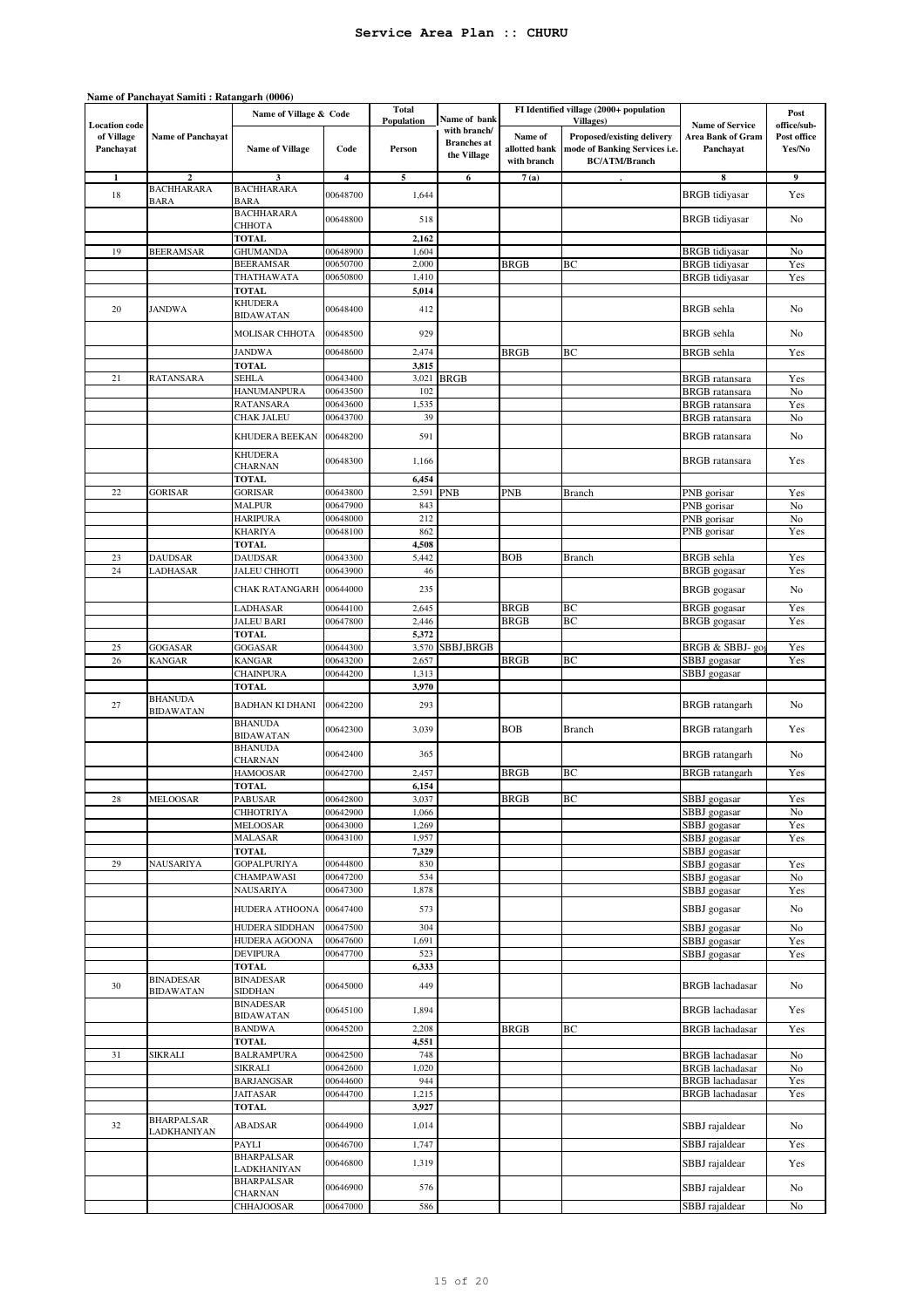# Service Area Plan :: CHURU

**Name of Panchayat Samiti : Ratangarh (0006)**

| Location code of Village Panchayat | Name of Panchayat | Name of Village & Code | | Total Population | Name of bank with branch/ Branches at the Village | FI Identified village (2000+ population Villages) | | Name of Service Area Bank of Gram Panchayat | Post office/sub-Post office Yes/No |
|---|---|---|---|---|---|---|---|---|---|
| | | Name of Village | Code | Person | | Name of allotted bank with branch | Proposed/existing delivery mode of Banking Services i.e. BC/ATM/Branch | | |
| 1 | 2 | 3 | 4 | 5 | 6 | 7 (a) | . | 8 | 9 |
| 18 | BACHHARARA BARA | BACHHARARA BARA | 00648700 | 1,644 | | | | BRGB tidiyasar | Yes |
| | | BACHHARARA CHHOTA | 00648800 | 518 | | | | BRGB tidiyasar | No |
| | | TOTAL | | 2,162 | | | | | |
| 19 | BEERAMSAR | GHUMANDA | 00648900 | 1,604 | | | | BRGB tidiyasar | No |
| | | BEERAMSAR | 00650700 | 2,000 | | BRGB | BC | BRGB tidiyasar | Yes |
| | | THATHAWATA | 00650800 | 1,410 | | | | BRGB tidiyasar | Yes |
| | | TOTAL | | 5,014 | | | | | |
| 20 | JANDWA | KHUDERA BIDAWATAN | 00648400 | 412 | | | | BRGB sehla | No |
| | | MOLISAR CHHOTA | 00648500 | 929 | | | | BRGB sehla | No |
| | | JANDWA | 00648600 | 2,474 | | BRGB | BC | BRGB sehla | Yes |
| | | TOTAL | | 3,815 | | | | | |
| 21 | RATANSARA | SEHLA | 00643400 | 3,021 | BRGB | | | BRGB ratansara | Yes |
| | | HANUMANPURA | 00643500 | 102 | | | | BRGB ratansara | No |
| | | RATANSARA | 00643600 | 1,535 | | | | BRGB ratansara | Yes |
| | | CHAK JALEU | 00643700 | 39 | | | | BRGB ratansara | No |
| | | KHUDERA BEEKAN | 00648200 | 591 | | | | BRGB ratansara | No |
| | | KHUDERA CHARNAN | 00648300 | 1,166 | | | | BRGB ratansara | Yes |
| | | TOTAL | | 6,454 | | | | | |
| 22 | GORISAR | GORISAR | 00643800 | 2,591 | PNB | PNB | Branch | PNB gorisar | Yes |
| | | MALPUR | 00647900 | 843 | | | | PNB gorisar | No |
| | | HARIPURA | 00648000 | 212 | | | | PNB gorisar | No |
| | | KHARIYA | 00648100 | 862 | | | | PNB gorisar | Yes |
| | | TOTAL | | 4,508 | | | | | |
| 23 | DAUDSAR | DAUDSAR | 00643300 | 5,442 | | BOB | Branch | BRGB sehla | Yes |
| 24 | LADHASAR | JALEU CHHOTI | 00643900 | 46 | | | | BRGB gogasar | Yes |
| | | CHAK RATANGARH | 00644000 | 235 | | | | BRGB gogasar | No |
| | | LADHASAR | 00644100 | 2,645 | | BRGB | BC | BRGB gogasar | Yes |
| | | JALEU BARI | 00647800 | 2,446 | | BRGB | BC | BRGB gogasar | Yes |
| | | TOTAL | | 5,372 | | | | | |
| 25 | GOGASAR | GOGASAR | 00644300 | 3,570 | SBBJ,BRGB | | | BRGB & SBBJ- gog | Yes |
| 26 | KANGAR | KANGAR | 00643200 | 2,657 | | BRGB | BC | SBBJ gogasar | Yes |
| | | CHAINPURA | 00644200 | 1,313 | | | | SBBJ gogasar | |
| | | TOTAL | | 3,970 | | | | | |
| 27 | BHANUDA BIDAWATAN | BADHAN KI DHANI | 00642200 | 293 | | | | BRGB ratangarh | No |
| | | BHANUDA BIDAWATAN | 00642300 | 3,039 | | BOB | Branch | BRGB ratangarh | Yes |
| | | BHANUDA CHARNAN | 00642400 | 365 | | | | BRGB ratangarh | No |
| | | HAMOOSAR | 00642700 | 2,457 | | BRGB | BC | BRGB ratangarh | Yes |
| | | TOTAL | | 6,154 | | | | | |
| 28 | MELOOSAR | PABUSAR | 00642800 | 3,037 | | BRGB | BC | SBBJ gogasar | Yes |
| | | CHHOTRIYA | 00642900 | 1,066 | | | | SBBJ gogasar | No |
| | | MELOOSAR | 00643000 | 1,269 | | | | SBBJ gogasar | Yes |
| | | MALASAR | 00643100 | 1,957 | | | | SBBJ gogasar | Yes |
| | | TOTAL | | 7,329 | | | | SBBJ gogasar | |
| 29 | NAUSARIYA | GOPALPURIYA | 00644800 | 830 | | | | SBBJ gogasar | Yes |
| | | CHAMPAWASI | 00647200 | 534 | | | | SBBJ gogasar | No |
| | | NAUSARIYA | 00647300 | 1,878 | | | | SBBJ gogasar | Yes |
| | | HUDERA ATHOONA | 00647400 | 573 | | | | SBBJ gogasar | No |
| | | HUDERA SIDDHAN | 00647500 | 304 | | | | SBBJ gogasar | No |
| | | HUDERA AGOONA | 00647600 | 1,691 | | | | SBBJ gogasar | Yes |
| | | DEVIPURA | 00647700 | 523 | | | | SBBJ gogasar | Yes |
| | | TOTAL | | 6,333 | | | | | |
| 30 | BINADESAR BIDAWATAN | BINADESAR SIDDHAN | 00645000 | 449 | | | | BRGB lachadasar | No |
| | | BINADESAR BIDAWATAN | 00645100 | 1,894 | | | | BRGB lachadasar | Yes |
| | | BANDWA | 00645200 | 2,208 | | BRGB | BC | BRGB lachadasar | Yes |
| | | TOTAL | | 4,551 | | | | | |
| 31 | SIKRALI | BALRAMPURA | 00642500 | 748 | | | | BRGB lachadasar | No |
| | | SIKRALI | 00642600 | 1,020 | | | | BRGB lachadasar | No |
| | | BARJANGSAR | 00644600 | 944 | | | | BRGB lachadasar | Yes |
| | | JAITASAR | 00644700 | 1,215 | | | | BRGB lachadasar | Yes |
| | | TOTAL | | 3,927 | | | | | |
| 32 | BHARPALSAR LADKHANIYAN | ABADSAR | 00644900 | 1,014 | | | | SBBJ rajaldear | No |
| | | PAYLI | 00646700 | 1,747 | | | | SBBJ rajaldear | Yes |
| | | BHARPALSAR LADKHANIYAN | 00646800 | 1,319 | | | | SBBJ rajaldear | Yes |
| | | BHARPALSAR CHARNAN | 00646900 | 576 | | | | SBBJ rajaldear | No |
| | | CHHAJOOSAR | 00647000 | 586 | | | | SBBJ rajaldear | No |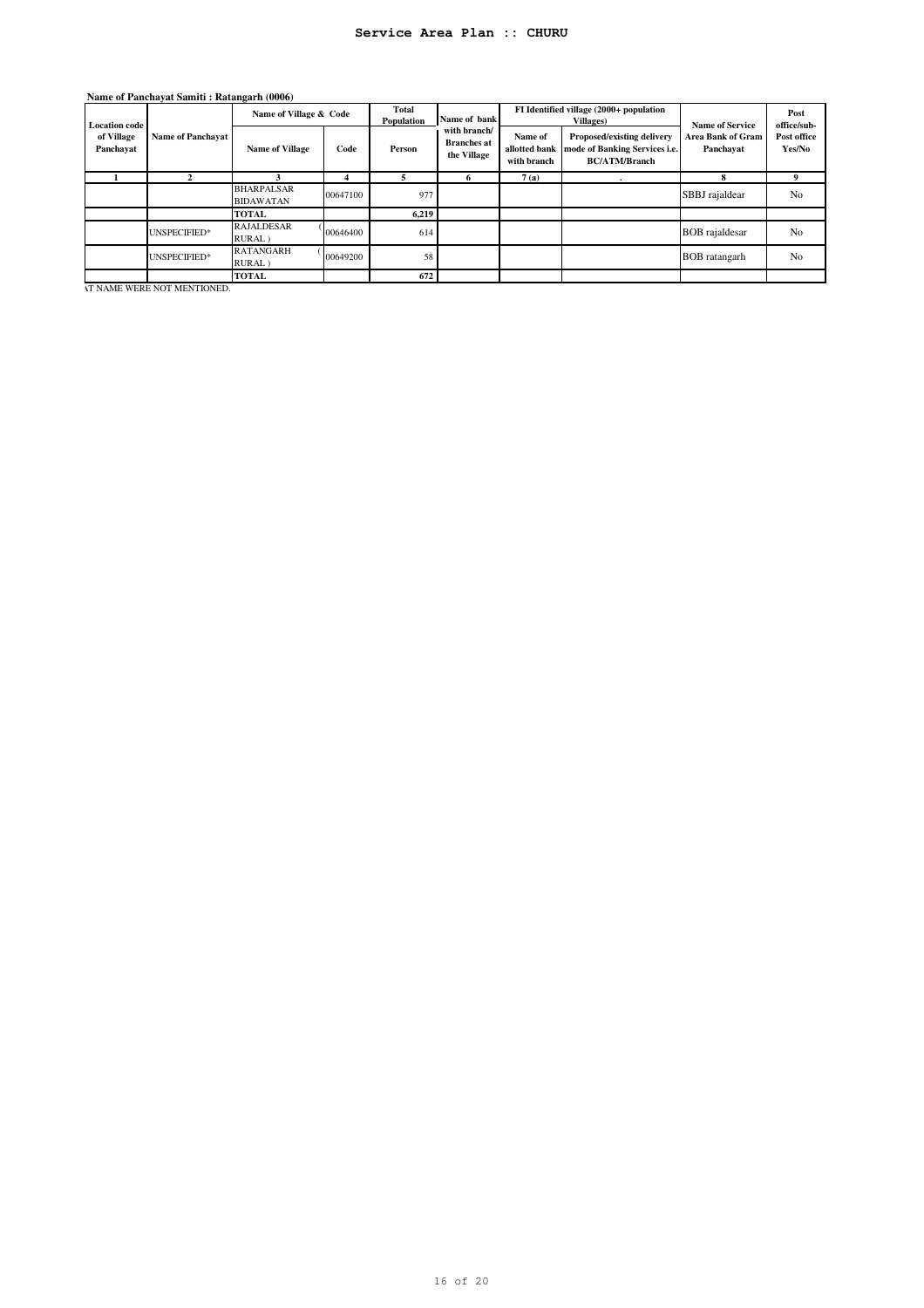## Service Area Plan :: CHURU

**Name of Panchayat Samiti : Ratangarh (0006)**

| Location code of Village Panchayat | Name of Panchayat | Name of Village & Code | | Total Population | Name of bank with branch/ Branches at the Village | FI Identified village (2000+ population Villages) | | Name of Service Area Bank of Gram Panchayat | Post office/sub-Post office Yes/No |
|---|---|---|---|---|---|---|---|---|---|
| | | Name of Village | Code | Person | | Name of allotted bank with branch | Proposed/existing delivery mode of Banking Services i.e. BC/ATM/Branch | | |
| 1 | 2 | 3 | 4 | 5 | 6 | 7 (a) | . | 8 | 9 |
| | | BHARPALSAR BIDAWATAN | 00647100 | 977 | | | | SBBJ rajaldear | No |
| | | TOTAL | | 6,219 | | | | | |
| | UNSPECIFIED* | RAJALDESAR ( RURAL ) | 00646400 | 614 | | | | BOB rajaldesar | No |
| | UNSPECIFIED* | RATANGARH ( RURAL ) | 00649200 | 58 | | | | BOB ratangarh | No |
| | | TOTAL | | 672 | | | | | |

AT NAME WERE NOT MENTIONED.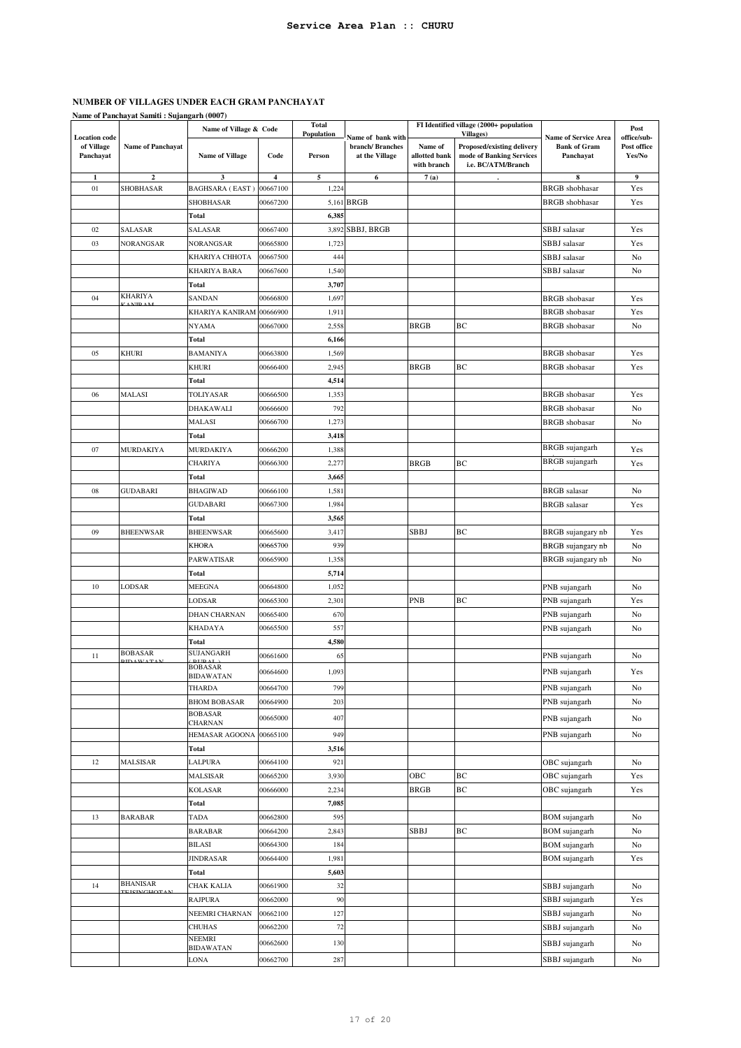## Service Area Plan :: CHURU

### NUMBER OF VILLAGES UNDER EACH GRAM PANCHAYAT

**Name of Panchayat Samiti : Sujangarh (0007)**

| Location code of Village Panchayat | Name of Panchayat | Name of Village & Code | | Total Population | Name of bank with branch/ Branches at the Village | FI Identified village (2000+ population Villages) | | Name of Service Area Bank of Gram Panchayat | Post office/sub-Post office Yes/No |
|---|---|---|---|---|---|---|---|---|---|
| | | Name of Village | Code | Person | | Name of allotted bank with branch | Proposed/existing delivery mode of Banking Services i.e. BC/ATM/Branch | | |
| 1 | 2 | 3 | 4 | 5 | 6 | 7 (a) | . | 8 | 9 |
| 01 | SHOBHASAR | BAGHSARA ( EAST ) | 00667100 | 1,224 | | | | BRGB shobhasar | Yes |
| | | SHOBHASAR | 00667200 | 5,161 | BRGB | | | BRGB shobhasar | Yes |
| | | Total | | 6,385 | | | | | |
| 02 | SALASAR | SALASAR | 00667400 | 3,892 | SBBJ, BRGB | | | SBBJ salasar | Yes |
| 03 | NORANGSAR | NORANGSAR | 00665800 | 1,723 | | | | SBBJ salasar | Yes |
| | | KHARIYA CHHOTA | 00667500 | 444 | | | | SBBJ salasar | No |
| | | KHARIYA BARA | 00667600 | 1,540 | | | | SBBJ salasar | No |
| | | Total | | 3,707 | | | | | |
| 04 | KHARIYA KANIRAM | SANDAN | 00666800 | 1,697 | | | | BRGB shobasar | Yes |
| | | KHARIYA KANIRAM | 00666900 | 1,911 | | | | BRGB shobasar | Yes |
| | | NYAMA | 00667000 | 2,558 | | BRGB | BC | BRGB shobasar | No |
| | | Total | | 6,166 | | | | | |
| 05 | KHURI | BAMANIYA | 00663800 | 1,569 | | | | BRGB shobasar | Yes |
| | | KHURI | 00666400 | 2,945 | | BRGB | BC | BRGB shobasar | Yes |
| | | Total | | 4,514 | | | | | |
| 06 | MALASI | TOLIYASAR | 00666500 | 1,353 | | | | BRGB shobasar | Yes |
| | | DHAKAWALI | 00666600 | 792 | | | | BRGB shobasar | No |
| | | MALASI | 00666700 | 1,273 | | | | BRGB shobasar | No |
| | | Total | | 3,418 | | | | | |
| 07 | MURDAKIYA | MURDAKIYA | 00666200 | 1,388 | | | | BRGB sujangarh | Yes |
| | | CHARIYA | 00666300 | 2,277 | | BRGB | BC | BRGB sujangarh | Yes |
| | | Total | | 3,665 | | | | | |
| 08 | GUDABARI | BHAGIWAD | 00666100 | 1,581 | | | | BRGB salasar | No |
| | | GUDABARI | 00667300 | 1,984 | | | | BRGB salasar | Yes |
| | | Total | | 3,565 | | | | | |
| 09 | BHEENWSAR | BHEENWSAR | 00665600 | 3,417 | | SBBJ | BC | BRGB sujangary nb | Yes |
| | | KHORA | 00665700 | 939 | | | | BRGB sujangary nb | No |
| | | PARWATISAR | 00665900 | 1,358 | | | | BRGB sujangary nb | No |
| | | Total | | 5,714 | | | | | |
| 10 | LODSAR | MEEGNA | 00664800 | 1,052 | | | | PNB sujangarh | No |
| | | LODSAR | 00665300 | 2,301 | | PNB | BC | PNB sujangarh | Yes |
| | | DHAN CHARNAN | 00665400 | 670 | | | | PNB sujangarh | No |
| | | KHADAYA | 00665500 | 557 | | | | PNB sujangarh | No |
| | | Total | | 4,580 | | | | | |
| 11 | BOBASAR BIDAWATAN | SUJANGARH ( RURAL ) | 00661600 | 65 | | | | PNB sujangarh | No |
| | | BOBASAR BIDAWATAN | 00664600 | 1,093 | | | | PNB sujangarh | Yes |
| | | THARDA | 00664700 | 799 | | | | PNB sujangarh | No |
| | | BHOM BOBASAR | 00664900 | 203 | | | | PNB sujangarh | No |
| | | BOBASAR CHARNAN | 00665000 | 407 | | | | PNB sujangarh | No |
| | | HEMASAR AGOONA | 00665100 | 949 | | | | PNB sujangarh | No |
| | | Total | | 3,516 | | | | | |
| 12 | MALSISAR | LALPURA | 00664100 | 921 | | | | OBC sujangarh | No |
| | | MALSISAR | 00665200 | 3,930 | | OBC | BC | OBC sujangarh | Yes |
| | | KOLASAR | 00666000 | 2,234 | | BRGB | BC | OBC sujangarh | Yes |
| | | Total | | 7,085 | | | | | |
| 13 | BARABAR | TADA | 00662800 | 595 | | | | BOM sujangarh | No |
| | | BARABAR | 00664200 | 2,843 | | SBBJ | BC | BOM sujangarh | No |
| | | BILASI | 00664300 | 184 | | | | BOM sujangarh | No |
| | | JINDRASAR | 00664400 | 1,981 | | | | BOM sujangarh | Yes |
| | | Total | | 5,603 | | | | | |
| 14 | BHANISAR TEJSINGHOTAN | CHAK KALIA | 00661900 | 32 | | | | SBBJ sujangarh | No |
| | | RAJPURA | 00662000 | 90 | | | | SBBJ sujangarh | Yes |
| | | NEEMRI CHARNAN | 00662100 | 127 | | | | SBBJ sujangarh | No |
| | | CHUHAS | 00662200 | 72 | | | | SBBJ sujangarh | No |
| | | NEEMRI BIDAWATAN | 00662600 | 130 | | | | SBBJ sujangarh | No |
| | | LONA | 00662700 | 287 | | | | SBBJ sujangarh | No |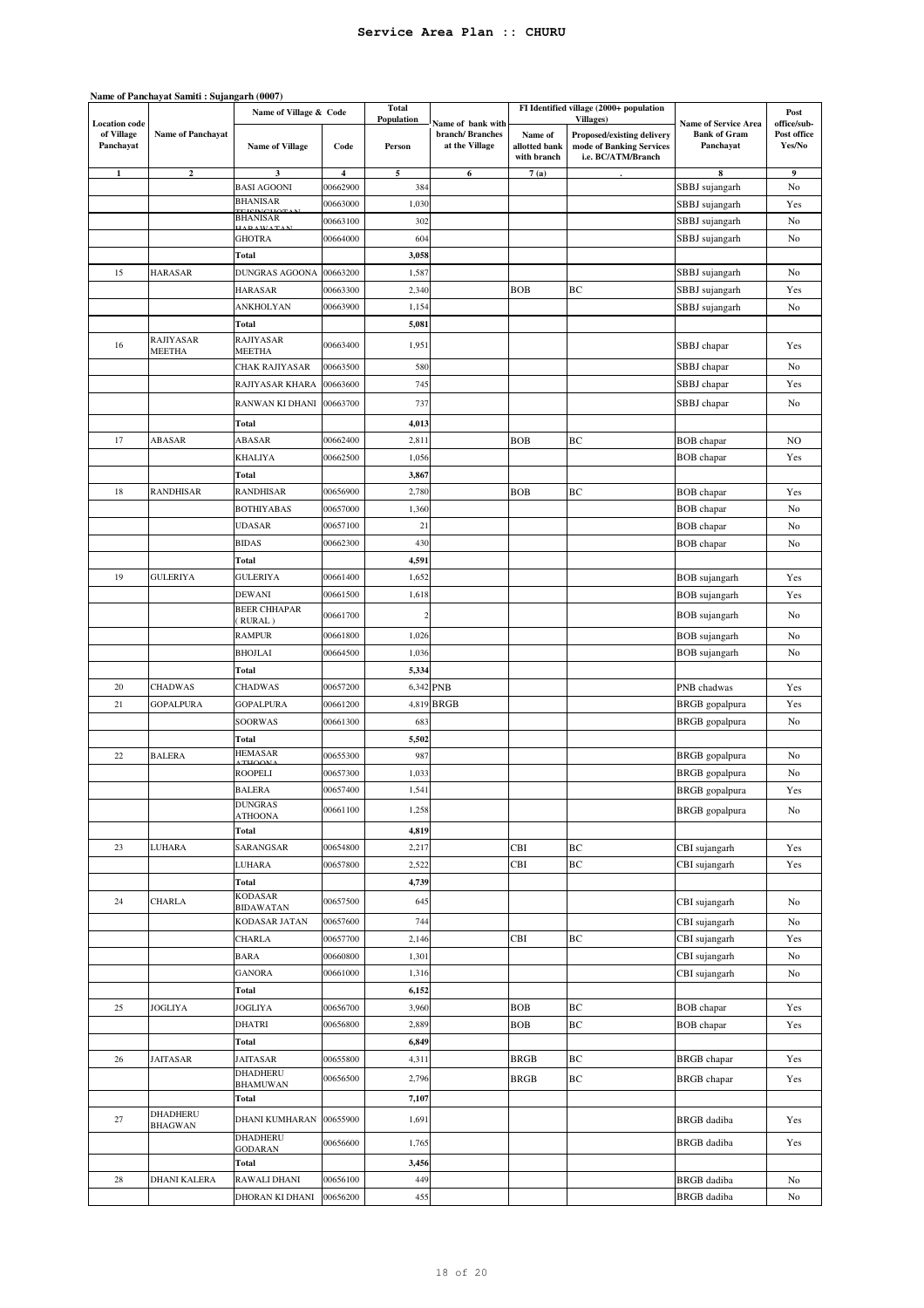# Service Area Plan :: CHURU

**Name of Panchayat Samiti : Sujangarh (0007)**

| Location code of Village Panchayat | Name of Panchayat | Name of Village & Code | | Total Population | Name of bank with branch/ Branches at the Village | FI Identified village (2000+ population Villages) | | Name of Service Area Bank of Gram Panchayat | Post office/sub-Post office Yes/No |
|---|---|---|---|---|---|---|---|---|---|
| | | Name of Village | Code | Person | | Name of allotted bank with branch | Proposed/existing delivery mode of Banking Services i.e. BC/ATM/Branch | | |
| 1 | 2 | 3 | 4 | 5 | 6 | 7 (a) | . | 8 | 9 |
| | | BASI AGOONI | 00662900 | 384 | | | | SBBJ sujangarh | No |
| | | BHANISAR TEJSINGHOTAN | 00663000 | 1,030 | | | | SBBJ sujangarh | Yes |
| | | BHANISAR HARAWATAN | 00663100 | 302 | | | | SBBJ sujangarh | No |
| | | GHOTRA | 00664000 | 604 | | | | SBBJ sujangarh | No |
| | | Total | | 3,058 | | | | | |
| 15 | HARASAR | DUNGRAS AGOONA | 00663200 | 1,587 | | | | SBBJ sujangarh | No |
| | | HARASAR | 00663300 | 2,340 | | BOB | BC | SBBJ sujangarh | Yes |
| | | ANKHOLYAN | 00663900 | 1,154 | | | | SBBJ sujangarh | No |
| | | Total | | 5,081 | | | | | |
| 16 | RAJIYASAR MEETHA | RAJIYASAR MEETHA | 00663400 | 1,951 | | | | SBBJ chapar | Yes |
| | | CHAK RAJIYASAR | 00663500 | 580 | | | | SBBJ chapar | No |
| | | RAJIYASAR KHARA | 00663600 | 745 | | | | SBBJ chapar | Yes |
| | | RANWAN KI DHANI | 00663700 | 737 | | | | SBBJ chapar | No |
| | | Total | | 4,013 | | | | | |
| 17 | ABASAR | ABASAR | 00662400 | 2,811 | | BOB | BC | BOB chapar | NO |
| | | KHALIYA | 00662500 | 1,056 | | | | BOB chapar | Yes |
| | | Total | | 3,867 | | | | | |
| 18 | RANDHISAR | RANDHISAR | 00656900 | 2,780 | | BOB | BC | BOB chapar | Yes |
| | | BOTHIYABAS | 00657000 | 1,360 | | | | BOB chapar | No |
| | | UDASAR | 00657100 | 21 | | | | BOB chapar | No |
| | | BIDAS | 00662300 | 430 | | | | BOB chapar | No |
| | | Total | | 4,591 | | | | | |
| 19 | GULERIYA | GULERIYA | 00661400 | 1,652 | | | | BOB sujangarh | Yes |
| | | DEWANI | 00661500 | 1,618 | | | | BOB sujangarh | Yes |
| | | BEER CHHAPAR ( RURAL ) | 00661700 | 2 | | | | BOB sujangarh | No |
| | | RAMPUR | 00661800 | 1,026 | | | | BOB sujangarh | No |
| | | BHOJLAI | 00664500 | 1,036 | | | | BOB sujangarh | No |
| | | Total | | 5,334 | | | | | |
| 20 | CHADWAS | CHADWAS | 00657200 | 6,342 | PNB | | | PNB chadwas | Yes |
| 21 | GOPALPURA | GOPALPURA | 00661200 | 4,819 | BRGB | | | BRGB gopalpura | Yes |
| | | SOORWAS | 00661300 | 683 | | | | BRGB gopalpura | No |
| | | Total | | 5,502 | | | | | |
| 22 | BALERA | HEMASAR ATHOONA | 00655300 | 987 | | | | BRGB gopalpura | No |
| | | ROOPELI | 00657300 | 1,033 | | | | BRGB gopalpura | No |
| | | BALERA | 00657400 | 1,541 | | | | BRGB gopalpura | Yes |
| | | DUNGRAS ATHOONA | 00661100 | 1,258 | | | | BRGB gopalpura | No |
| | | Total | | 4,819 | | | | | |
| 23 | LUHARA | SARANGSAR | 00654800 | 2,217 | | CBI | BC | CBI sujangarh | Yes |
| | | LUHARA | 00657800 | 2,522 | | CBI | BC | CBI sujangarh | Yes |
| | | Total | | 4,739 | | | | | |
| 24 | CHARLA | KODASAR BIDAWATAN | 00657500 | 645 | | | | CBI sujangarh | No |
| | | KODASAR JATAN | 00657600 | 744 | | | | CBI sujangarh | No |
| | | CHARLA | 00657700 | 2,146 | | CBI | BC | CBI sujangarh | Yes |
| | | BARA | 00660800 | 1,301 | | | | CBI sujangarh | No |
| | | GANORA | 00661000 | 1,316 | | | | CBI sujangarh | No |
| | | Total | | 6,152 | | | | | |
| 25 | JOGLIYA | JOGLIYA | 00656700 | 3,960 | | BOB | BC | BOB chapar | Yes |
| | | DHATRI | 00656800 | 2,889 | | BOB | BC | BOB chapar | Yes |
| | | Total | | 6,849 | | | | | |
| 26 | JAITASAR | JAITASAR | 00655800 | 4,311 | | BRGB | BC | BRGB chapar | Yes |
| | | DHADHERU BHAMUWAN | 00656500 | 2,796 | | BRGB | BC | BRGB chapar | Yes |
| | | Total | | 7,107 | | | | | |
| 27 | DHADHERU BHAGWAN | DHANI KUMHARAN | 00655900 | 1,691 | | | | BRGB dadiba | Yes |
| | | DHADHERU GODARAN | 00656600 | 1,765 | | | | BRGB dadiba | Yes |
| | | Total | | 3,456 | | | | | |
| 28 | DHANI KALERA | RAWALI DHANI | 00656100 | 449 | | | | BRGB dadiba | No |
| | | DHORAN KI DHANI | 00656200 | 455 | | | | BRGB dadiba | No |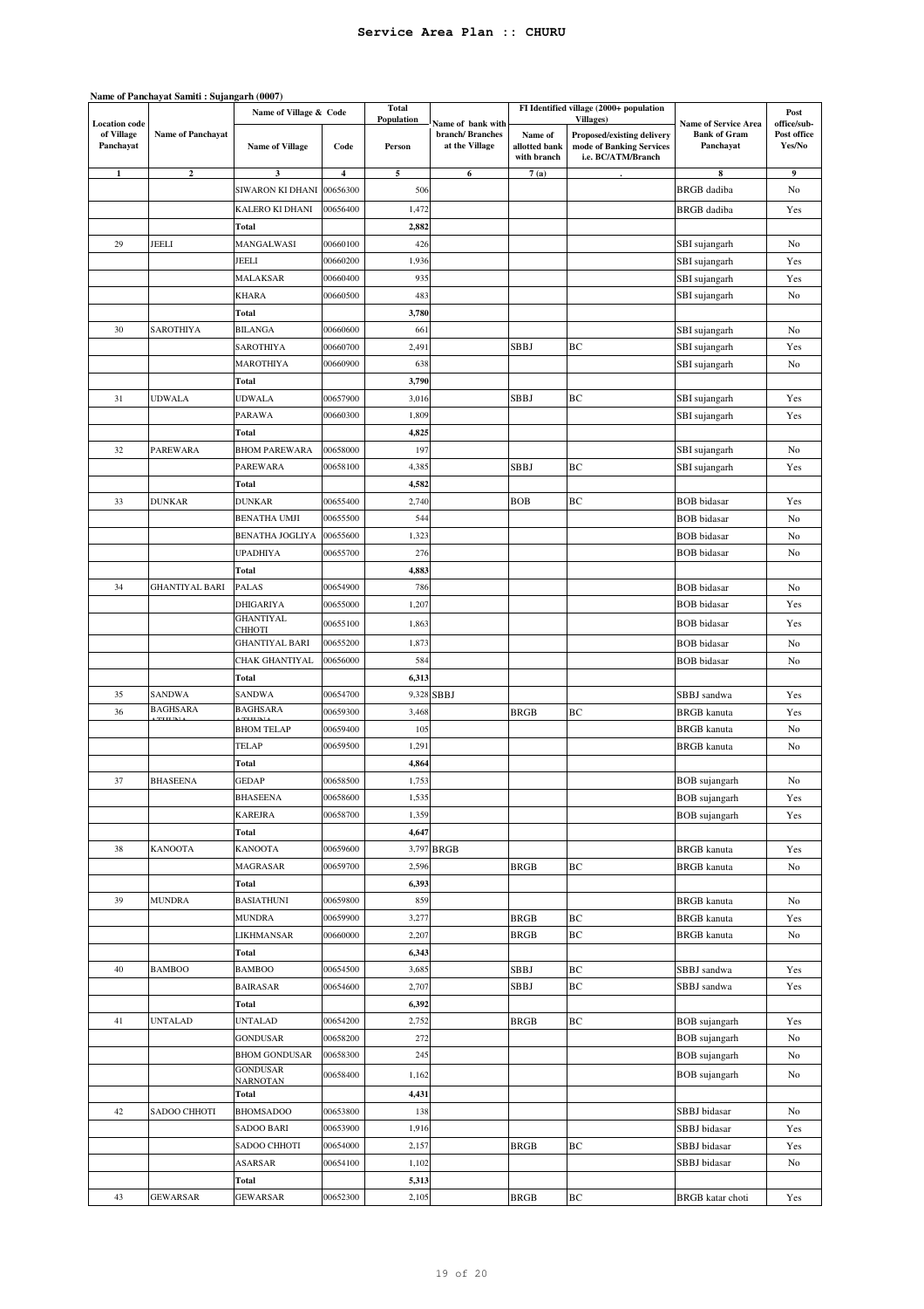# Service Area Plan :: CHURU

**Name of Panchayat Samiti : Sujangarh (0007)**

| Location code of Village Panchayat | Name of Panchayat | Name of Village & Code | | Total Population | Name of bank with branch/ Branches at the Village | FI Identified village (2000+ population Villages) | | Name of Service Area Bank of Gram Panchayat | Post office/sub-Post office Yes/No |
|---|---|---|---|---|---|---|---|---|---|
| | | Name of Village | Code | Person | | Name of allotted bank with branch | Proposed/existing delivery mode of Banking Services i.e. BC/ATM/Branch | | |
| 1 | 2 | 3 | 4 | 5 | 6 | 7 (a) | . | 8 | 9 |
| | | SIWARON KI DHANI | 00656300 | 506 | | | | BRGB dadiba | No |
| | | KALERO KI DHANI | 00656400 | 1,472 | | | | BRGB dadiba | Yes |
| | | Total | | 2,882 | | | | | |
| 29 | JEELI | MANGALWASI | 00660100 | 426 | | | | SBI sujangarh | No |
| | | JEELI | 00660200 | 1,936 | | | | SBI sujangarh | Yes |
| | | MALAKSAR | 00660400 | 935 | | | | SBI sujangarh | Yes |
| | | KHARA | 00660500 | 483 | | | | SBI sujangarh | No |
| | | Total | | 3,780 | | | | | |
| 30 | SAROTHIYA | BILANGA | 00660600 | 661 | | | | SBI sujangarh | No |
| | | SAROTHIYA | 00660700 | 2,491 | | SBBJ | BC | SBI sujangarh | Yes |
| | | MAROTHIYA | 00660900 | 638 | | | | SBI sujangarh | No |
| | | Total | | 3,790 | | | | | |
| 31 | UDWALA | UDWALA | 00657900 | 3,016 | | SBBJ | BC | SBI sujangarh | Yes |
| | | PARAWA | 00660300 | 1,809 | | | | SBI sujangarh | Yes |
| | | Total | | 4,825 | | | | | |
| 32 | PAREWARA | BHOM PAREWARA | 00658000 | 197 | | | | SBI sujangarh | No |
| | | PAREWARA | 00658100 | 4,385 | | SBBJ | BC | SBI sujangarh | Yes |
| | | Total | | 4,582 | | | | | |
| 33 | DUNKAR | DUNKAR | 00655400 | 2,740 | | BOB | BC | BOB bidasar | Yes |
| | | BENATHA UMJI | 00655500 | 544 | | | | BOB bidasar | No |
| | | BENATHA JOGLIYA | 00655600 | 1,323 | | | | BOB bidasar | No |
| | | UPADHIYA | 00655700 | 276 | | | | BOB bidasar | No |
| | | Total | | 4,883 | | | | | |
| 34 | GHANTIYAL BARI | PALAS | 00654900 | 786 | | | | BOB bidasar | No |
| | | DHIGARIYA | 00655000 | 1,207 | | | | BOB bidasar | Yes |
| | | GHANTIYAL CHHOTI | 00655100 | 1,863 | | | | BOB bidasar | Yes |
| | | GHANTIYAL BARI | 00655200 | 1,873 | | | | BOB bidasar | No |
| | | CHAK GHANTIYAL | 00656000 | 584 | | | | BOB bidasar | No |
| | | Total | | 6,313 | | | | | |
| 35 | SANDWA | SANDWA | 00654700 | 9,328 | SBBJ | | | SBBJ sandwa | Yes |
| 36 | BAGHSARA | BAGHSARA | 00659300 | 3,468 | | BRGB | BC | BRGB kanuta | Yes |
| | | BHOM TELAP | 00659400 | 105 | | | | BRGB kanuta | No |
| | | TELAP | 00659500 | 1,291 | | | | BRGB kanuta | No |
| | | Total | | 4,864 | | | | | |
| 37 | BHASEENA | GEDAP | 00658500 | 1,753 | | | | BOB sujangarh | No |
| | | BHASEENA | 00658600 | 1,535 | | | | BOB sujangarh | Yes |
| | | KAREJRA | 00658700 | 1,359 | | | | BOB sujangarh | Yes |
| | | Total | | 4,647 | | | | | |
| 38 | KANOOTA | KANOOTA | 00659600 | 3,797 | BRGB | | | BRGB kanuta | Yes |
| | | MAGRASAR | 00659700 | 2,596 | | BRGB | BC | BRGB kanuta | No |
| | | Total | | 6,393 | | | | | |
| 39 | MUNDRA | BASIATHUNI | 00659800 | 859 | | | | BRGB kanuta | No |
| | | MUNDRA | 00659900 | 3,277 | | BRGB | BC | BRGB kanuta | Yes |
| | | LIKHMANSAR | 00660000 | 2,207 | | BRGB | BC | BRGB kanuta | No |
| | | Total | | 6,343 | | | | | |
| 40 | BAMBOO | BAMBOO | 00654500 | 3,685 | | SBBJ | BC | SBBJ sandwa | Yes |
| | | BAIRASAR | 00654600 | 2,707 | | SBBJ | BC | SBBJ sandwa | Yes |
| | | Total | | 6,392 | | | | | |
| 41 | UNTALAD | UNTALAD | 00654200 | 2,752 | | BRGB | BC | BOB sujangarh | Yes |
| | | GONDUSAR | 00658200 | 272 | | | | BOB sujangarh | No |
| | | BHOM GONDUSAR | 00658300 | 245 | | | | BOB sujangarh | No |
| | | GONDUSAR NARNOTAN | 00658400 | 1,162 | | | | BOB sujangarh | No |
| | | Total | | 4,431 | | | | | |
| 42 | SADOO CHHOTI | BHOMSADOO | 00653800 | 138 | | | | SBBJ bidasar | No |
| | | SADOO BARI | 00653900 | 1,916 | | | | SBBJ bidasar | Yes |
| | | SADOO CHHOTI | 00654000 | 2,157 | | BRGB | BC | SBBJ bidasar | Yes |
| | | ASARSAR | 00654100 | 1,102 | | | | SBBJ bidasar | No |
| | | Total | | 5,313 | | | | | |
| 43 | GEWARSAR | GEWARSAR | 00652300 | 2,105 | | BRGB | BC | BRGB katar choti | Yes |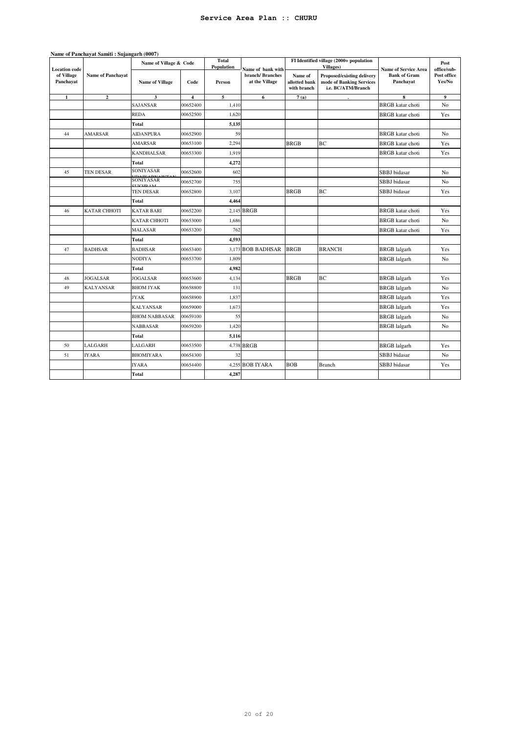# Service Area Plan :: CHURU

**Name of Panchayat Samiti : Sujangarh (0007)**

| Location code of Village Panchayat | Name of Panchayat | Name of Village & Code | | Total Population | Name of bank with branch/ Branches at the Village | FI Identified village (2000+ population Villages) | | Name of Service Area Bank of Gram Panchayat | Post office/sub-Post office Yes/No |
|---|---|---|---|---|---|---|---|---|---|
| | | Name of Village | Code | Person | | Name of allotted bank with branch | Proposed/existing delivery mode of Banking Services i.e. BC/ATM/Branch | | |
| 1 | 2 | 3 | 4 | 5 | 6 | 7 (a) | . | 8 | 9 |
| | | SAJANSAR | 00652400 | 1,410 | | | | BRGB katar choti | No |
| | | REDA | 00652500 | 1,620 | | | | BRGB katar choti | Yes |
| | | Total | | 5,135 | | | | | |
| 44 | AMARSAR | AIDANPURA | 00652900 | 59 | | | | BRGB katar choti | No |
| | | AMARSAR | 00653100 | 2,294 | | BRGB | BC | BRGB katar choti | Yes |
| | | KANDHALSAR | 00653300 | 1,919 | | | | BRGB katar choti | Yes |
| | | Total | | 4,272 | | | | | |
| 45 | TEN DESAR | SONIYASAR UDAIKARNAWTAN | 00652600 | 602 | | | | SBBJ bidasar | No |
| | | SONIYASAR SUKHRAM | 00652700 | 755 | | | | SBBJ bidasar | No |
| | | TEN DESAR | 00652800 | 3,107 | | BRGB | BC | SBBJ bidasar | Yes |
| | | Total | | 4,464 | | | | | |
| 46 | KATAR CHHOTI | KATAR BARI | 00652200 | 2,145 | BRGB | | | BRGB katar choti | Yes |
| | | KATAR CHHOTI | 00653000 | 1,686 | | | | BRGB katar choti | No |
| | | MALASAR | 00653200 | 762 | | | | BRGB katar choti | Yes |
| | | Total | | 4,593 | | | | | |
| 47 | BADHSAR | BADHSAR | 00653400 | 3,173 | BOB BADHSAR | BRGB | BRANCH | BRGB lalgarh | Yes |
| | | NODIYA | 00653700 | 1,809 | | | | BRGB lalgarh | No |
| | | Total | | 4,982 | | | | | |
| 48 | JOGALSAR | JOGALSAR | 00653600 | 4,134 | | BRGB | BC | BRGB lalgarh | Yes |
| 49 | KALYANSAR | BHOM JYAK | 00658800 | 131 | | | | BRGB lalgarh | No |
| | | JYAK | 00658900 | 1,837 | | | | BRGB lalgarh | Yes |
| | | KALYANSAR | 00659000 | 1,673 | | | | BRGB lalgarh | Yes |
| | | BHOM NABBASAR | 00659100 | 55 | | | | BRGB lalgarh | No |
| | | NABBASAR | 00659200 | 1,420 | | | | BRGB lalgarh | No |
| | | Total | | 5,116 | | | | | |
| 50 | LALGARH | LALGARH | 00653500 | 4,738 | BRGB | | | BRGB lalgarh | Yes |
| 51 | IYARA | BHOMIYARA | 00654300 | 32 | | | | SBBJ bidasar | No |
| | | IYARA | 00654400 | 4,255 | BOB IYARA | BOB | Branch | SBBJ bidasar | Yes |
| | | Total | | 4,287 | | | | | |